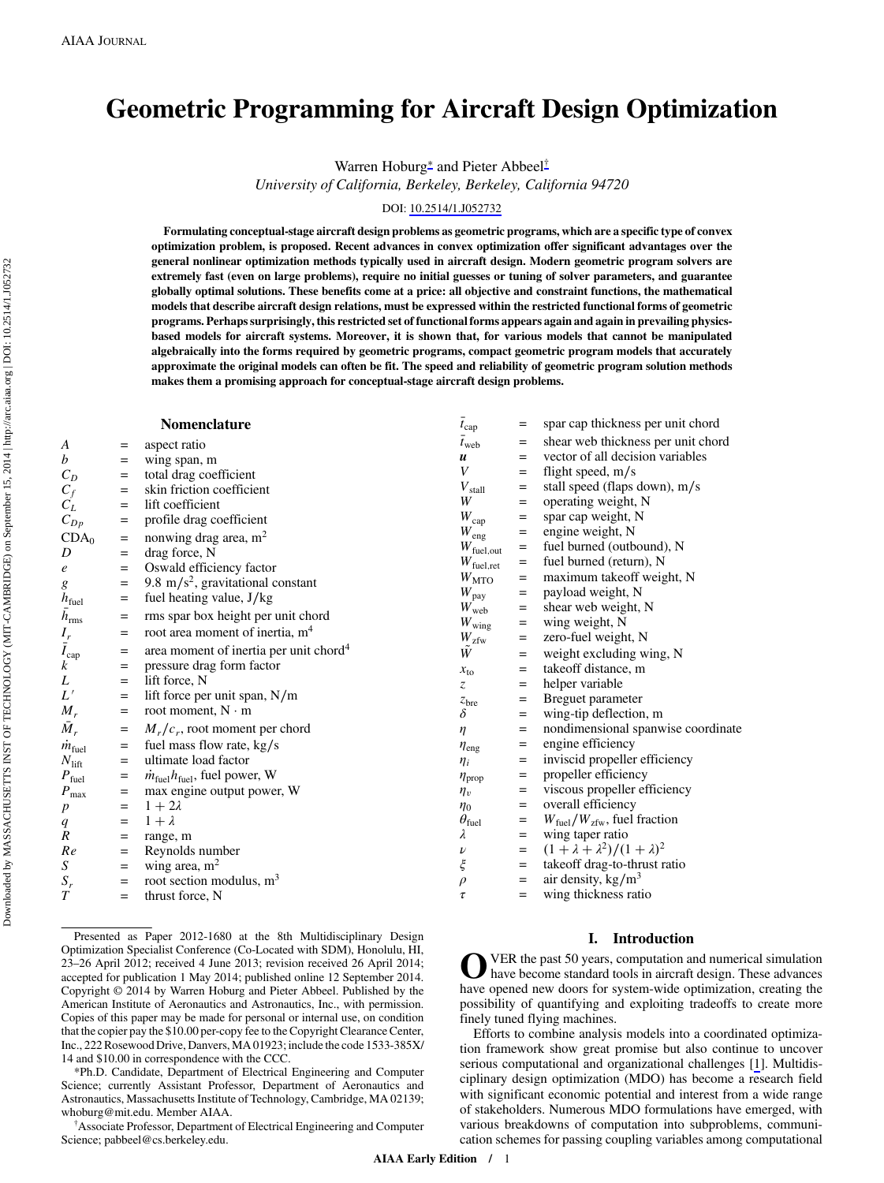# Geometric Programming for Aircraft Design Optimization

Warren Hoburg* and Pieter Abbeel†

*University of California, Berkeley, Berkeley, California 94720*

DOI: 10.2514/1.J052732

**Formulating conceptual-stage aircraft design problems as geometric programs, which are a specific type of convex optimization problem, is proposed. Recent advances in convex optimization offer significant advantages over the general nonlinear optimization methods typically used in aircraft design. Modern geometric program solvers are extremely fast (even on large problems), require no initial guesses or tuning of solver parameters, and guarantee globally optimal solutions. These benefits come at a price: all objective and constraint functions, the mathematical models that describe aircraft design relations, must be expressed within the restricted functional forms of geometric programs. Perhaps surprisingly, this restricted set of functional forms appears again and again in prevailing physics-based models for aircraft systems. Moreover, it is shown that, for various models that cannot be manipulated algebraically into the forms required by geometric programs, compact geometric program models that accurately approximate the original models can often be fit. The speed and reliability of geometric program solution methods makes them a promising approach for conceptual-stage aircraft design problems.**

## Nomenclature

| | | |
|---|---|---|
| $A$ | = | aspect ratio |
| $b$ | = | wing span, m |
| $C_D$ | = | total drag coefficient |
| $C_f$ | = | skin friction coefficient |
| $C_L$ | = | lift coefficient |
| $C_{Dp}$ | = | profile drag coefficient |
| $\mathrm{CDA}_0$ | = | nonwing drag area, m$^2$ |
| $D$ | = | drag force, N |
| $e$ | = | Oswald efficiency factor |
| $g$ | = | 9.8 m/s$^2$, gravitational constant |
| $h_{\mathrm{fuel}}$ | = | fuel heating value, J/kg |
| $\bar{h}_{\mathrm{rms}}$ | = | rms spar box height per unit chord |
| $I_r$ | = | root area moment of inertia, m$^4$ |
| $\bar{I}_{\mathrm{cap}}$ | = | area moment of inertia per unit chord$^4$ |
| $k$ | = | pressure drag form factor |
| $L$ | = | lift force, N |
| $L'$ | = | lift force per unit span, N/m |
| $M_r$ | = | root moment, N · m |
| $\bar{M}_r$ | = | $M_r/c_r$, root moment per chord |
| $\dot{m}_{\mathrm{fuel}}$ | = | fuel mass flow rate, kg/s |
| $N_{\mathrm{lift}}$ | = | ultimate load factor |
| $P_{\mathrm{fuel}}$ | = | $\dot{m}_{\mathrm{fuel}} h_{\mathrm{fuel}}$, fuel power, W |
| $P_{\max}$ | = | max engine output power, W |
| $p$ | = | $1 + 2\lambda$ |
| $q$ | = | $1 + \lambda$ |
| $R$ | = | range, m |
| $Re$ | = | Reynolds number |
| $S$ | = | wing area, m$^2$ |
| $S_r$ | = | root section modulus, m$^3$ |
| $T$ | = | thrust force, N |
| $\bar{t}_{\mathrm{cap}}$ | = | spar cap thickness per unit chord |
| $\bar{t}_{\mathrm{web}}$ | = | shear web thickness per unit chord |
| $\boldsymbol{u}$ | = | vector of all decision variables |
| $V$ | = | flight speed, m/s |
| $V_{\mathrm{stall}}$ | = | stall speed (flaps down), m/s |
| $W$ | = | operating weight, N |
| $W_{\mathrm{cap}}$ | = | spar cap weight, N |
| $W_{\mathrm{eng}}$ | = | engine weight, N |
| $W_{\mathrm{fuel,out}}$ | = | fuel burned (outbound), N |
| $W_{\mathrm{fuel,ret}}$ | = | fuel burned (return), N |
| $W_{\mathrm{MTO}}$ | = | maximum takeoff weight, N |
| $W_{\mathrm{pay}}$ | = | payload weight, N |
| $W_{\mathrm{web}}$ | = | shear web weight, N |
| $W_{\mathrm{wing}}$ | = | wing weight, N |
| $W_{\mathrm{zfw}}$ | = | zero-fuel weight, N |
| $\tilde{W}$ | = | weight excluding wing, N |
| $x_{\mathrm{to}}$ | = | takeoff distance, m |
| $z$ | = | helper variable |
| $z_{\mathrm{bre}}$ | = | Breguet parameter |
| $\delta$ | = | wing-tip deflection, m |
| $\eta$ | = | nondimensional spanwise coordinate |
| $\eta_{\mathrm{eng}}$ | = | engine efficiency |
| $\eta_i$ | = | inviscid propeller efficiency |
| $\eta_{\mathrm{prop}}$ | = | propeller efficiency |
| $\eta_v$ | = | viscous propeller efficiency |
| $\eta_0$ | = | overall efficiency |
| $\theta_{\mathrm{fuel}}$ | = | $W_{\mathrm{fuel}}/W_{\mathrm{zfw}}$, fuel fraction |
| $\lambda$ | = | wing taper ratio |
| $\nu$ | = | $(1 + \lambda + \lambda^2)/(1 + \lambda)^2$ |
| $\xi$ | = | takeoff drag-to-thrust ratio |
| $\rho$ | = | air density, kg/m$^3$ |
| $\tau$ | = | wing thickness ratio |

Presented as Paper 2012-1680 at the 8th Multidisciplinary Design Optimization Specialist Conference (Co-Located with SDM), Honolulu, HI, 23–26 April 2012; received 4 June 2013; revision received 26 April 2014; accepted for publication 1 May 2014; published online 12 September 2014. Copyright © 2014 by Warren Hoburg and Pieter Abbeel. Published by the American Institute of Aeronautics and Astronautics, Inc., with permission. Copies of this paper may be made for personal or internal use, on condition that the copier pay the $10.00 per-copy fee to the Copyright Clearance Center, Inc., 222 Rosewood Drive, Danvers, MA 01923; include the code 1533-385X/14 and $10.00 in correspondence with the CCC.

*Ph.D. Candidate, Department of Electrical Engineering and Computer Science; currently Assistant Professor, Department of Aeronautics and Astronautics, Massachusetts Institute of Technology, Cambridge, MA 02139; whoburg@mit.edu. Member AIAA.

†Associate Professor, Department of Electrical Engineering and Computer Science; pabbeel@cs.berkeley.edu.

## I. Introduction

OVER the past 50 years, computation and numerical simulation have become standard tools in aircraft design. These advances have opened new doors for system-wide optimization, creating the possibility of quantifying and exploiting tradeoffs to create more finely tuned flying machines.

Efforts to combine analysis models into a coordinated optimization framework show great promise but also continue to uncover serious computational and organizational challenges [1]. Multidisciplinary design optimization (MDO) has become a research field with significant economic potential and interest from a wide range of stakeholders. Numerous MDO formulations have emerged, with various breakdowns of computation into subproblems, communication schemes for passing coupling variables among computational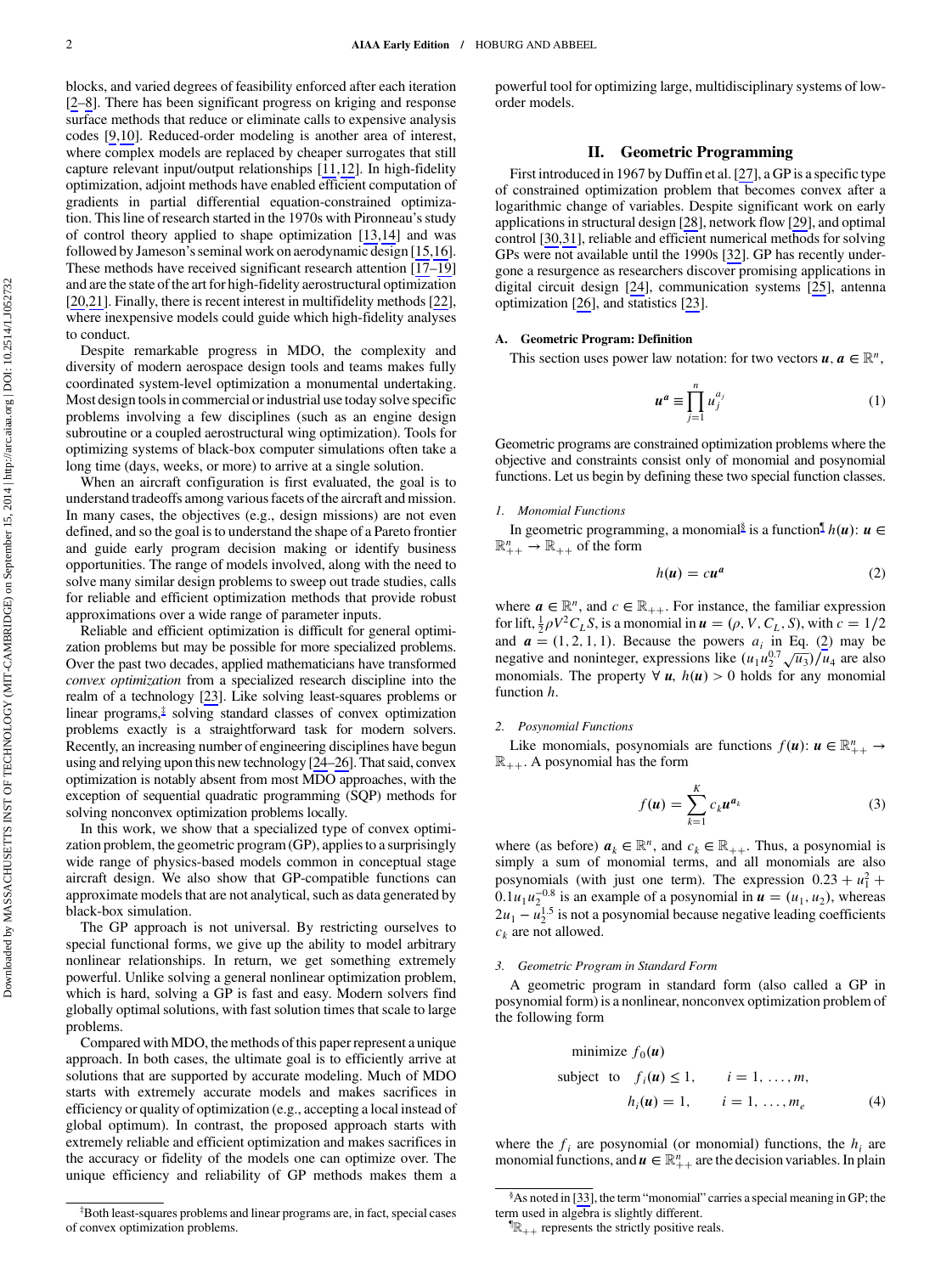blocks, and varied degrees of feasibility enforced after each iteration [2–8]. There has been significant progress on kriging and response surface methods that reduce or eliminate calls to expensive analysis codes [9,10]. Reduced-order modeling is another area of interest, where complex models are replaced by cheaper surrogates that still capture relevant input/output relationships [11,12]. In high-fidelity optimization, adjoint methods have enabled efficient computation of gradients in partial differential equation-constrained optimization. This line of research started in the 1970s with Pironneau's study of control theory applied to shape optimization [13,14] and was followed by Jameson's seminal work on aerodynamic design [15,16]. These methods have received significant research attention [17–19] and are the state of the art for high-fidelity aerostructural optimization [20,21]. Finally, there is recent interest in multifidelity methods [22], where inexpensive models could guide which high-fidelity analyses to conduct.

Despite remarkable progress in MDO, the complexity and diversity of modern aerospace design tools and teams makes fully coordinated system-level optimization a monumental undertaking. Most design tools in commercial or industrial use today solve specific problems involving a few disciplines (such as an engine design subroutine or a coupled aerostructural wing optimization). Tools for optimizing systems of black-box computer simulations often take a long time (days, weeks, or more) to arrive at a single solution.

When an aircraft configuration is first evaluated, the goal is to understand tradeoffs among various facets of the aircraft and mission. In many cases, the objectives (e.g., design missions) are not even defined, and so the goal is to understand the shape of a Pareto frontier and guide early program decision making or identify business opportunities. The range of models involved, along with the need to solve many similar design problems to sweep out trade studies, calls for reliable and efficient optimization methods that provide robust approximations over a wide range of parameter inputs.

Reliable and efficient optimization is difficult for general optimization problems but may be possible for more specialized problems. Over the past two decades, applied mathematicians have transformed *convex optimization* from a specialized research discipline into the realm of a technology [23]. Like solving least-squares problems or linear programs,[‡] solving standard classes of convex optimization problems exactly is a straightforward task for modern solvers. Recently, an increasing number of engineering disciplines have begun using and relying upon this new technology [24–26]. That said, convex optimization is notably absent from most MDO approaches, with the exception of sequential quadratic programming (SQP) methods for solving nonconvex optimization problems locally.

In this work, we show that a specialized type of convex optimization problem, the geometric program (GP), applies to a surprisingly wide range of physics-based models common in conceptual stage aircraft design. We also show that GP-compatible functions can approximate models that are not analytical, such as data generated by black-box simulation.

The GP approach is not universal. By restricting ourselves to special functional forms, we give up the ability to model arbitrary nonlinear relationships. In return, we get something extremely powerful. Unlike solving a general nonlinear optimization problem, which is hard, solving a GP is fast and easy. Modern solvers find globally optimal solutions, with fast solution times that scale to large problems.

Compared with MDO, the methods of this paper represent a unique approach. In both cases, the ultimate goal is to efficiently arrive at solutions that are supported by accurate modeling. Much of MDO starts with extremely accurate models and makes sacrifices in efficiency or quality of optimization (e.g., accepting a local instead of global optimum). In contrast, the proposed approach starts with extremely reliable and efficient optimization and makes sacrifices in the accuracy or fidelity of the models one can optimize over. The unique efficiency and reliability of GP methods makes them a powerful tool for optimizing large, multidisciplinary systems of low-order models.

[‡]Both least-squares problems and linear programs are, in fact, special cases of convex optimization problems.

## II. Geometric Programming

First introduced in 1967 by Duffin et al. [27], a GP is a specific type of constrained optimization problem that becomes convex after a logarithmic change of variables. Despite significant work on early applications in structural design [28], network flow [29], and optimal control [30,31], reliable and efficient numerical methods for solving GPs were not available until the 1990s [32]. GP has recently undergone a resurgence as researchers discover promising applications in digital circuit design [24], communication systems [25], antenna optimization [26], and statistics [23].

### A. Geometric Program: Definition

This section uses power law notation: for two vectors $\boldsymbol{u}, \boldsymbol{a} \in \mathbb{R}^n$,

$$\boldsymbol{u}^{\boldsymbol{a}} \equiv \prod_{j=1}^{n} u_j^{a_j} \tag{1}$$

Geometric programs are constrained optimization problems where the objective and constraints consist only of monomial and posynomial functions. Let us begin by defining these two special function classes.

#### 1. Monomial Functions

In geometric programming, a monomial[§] is a function[¶] $h(\boldsymbol{u})$: $\boldsymbol{u} \in \mathbb{R}_{++}^n \to \mathbb{R}_{++}$ of the form

$$h(\boldsymbol{u}) = c\boldsymbol{u}^{\boldsymbol{a}} \tag{2}$$

where $\boldsymbol{a} \in \mathbb{R}^n$, and $c \in \mathbb{R}_{++}$. For instance, the familiar expression for lift, $\frac{1}{2}\rho V^2 C_L S$, is a monomial in $\boldsymbol{u} = (\rho, V, C_L, S)$, with $c = 1/2$ and $\boldsymbol{a} = (1, 2, 1, 1)$. Because the powers $a_i$ in Eq. (2) may be negative and noninteger, expressions like $(u_1 u_2^{0.7} \sqrt{u_3})/u_4$ are also monomials. The property $\forall\, \boldsymbol{u}$, $h(\boldsymbol{u}) > 0$ holds for any monomial function $h$.

#### 2. Posynomial Functions

Like monomials, posynomials are functions $f(\boldsymbol{u})$: $\boldsymbol{u} \in \mathbb{R}_{++}^n \to \mathbb{R}_{++}$. A posynomial has the form

$$f(\boldsymbol{u}) = \sum_{k=1}^{K} c_k \boldsymbol{u}^{\boldsymbol{a}_k} \tag{3}$$

where (as before) $\boldsymbol{a}_k \in \mathbb{R}^n$, and $c_k \in \mathbb{R}_{++}$. Thus, a posynomial is simply a sum of monomial terms, and all monomials are also posynomials (with just one term). The expression $0.23 + u_1^2 + 0.1 u_1 u_2^{-0.8}$ is an example of a posynomial in $\boldsymbol{u} = (u_1, u_2)$, whereas $2u_1 - u_2^{1.5}$ is not a posynomial because negative leading coefficients $c_k$ are not allowed.

#### 3. Geometric Program in Standard Form

A geometric program in standard form (also called a GP in posynomial form) is a nonlinear, nonconvex optimization problem of the following form

$$
\begin{aligned}
&\text{minimize } f_0(\boldsymbol{u}) \\
&\text{subject to} \quad f_i(\boldsymbol{u}) \le 1, \qquad i = 1, \ldots, m, \\
&\qquad\qquad\quad h_i(\boldsymbol{u}) = 1, \qquad i = 1, \ldots, m_e
\end{aligned} \tag{4}
$$

where the $f_i$ are posynomial (or monomial) functions, the $h_i$ are monomial functions, and $\boldsymbol{u} \in \mathbb{R}_{++}^n$ are the decision variables. In plain

[§]As noted in [33], the term "monomial" carries a special meaning in GP; the term used in algebra is slightly different.

[¶]$\mathbb{R}_{++}$ represents the strictly positive reals.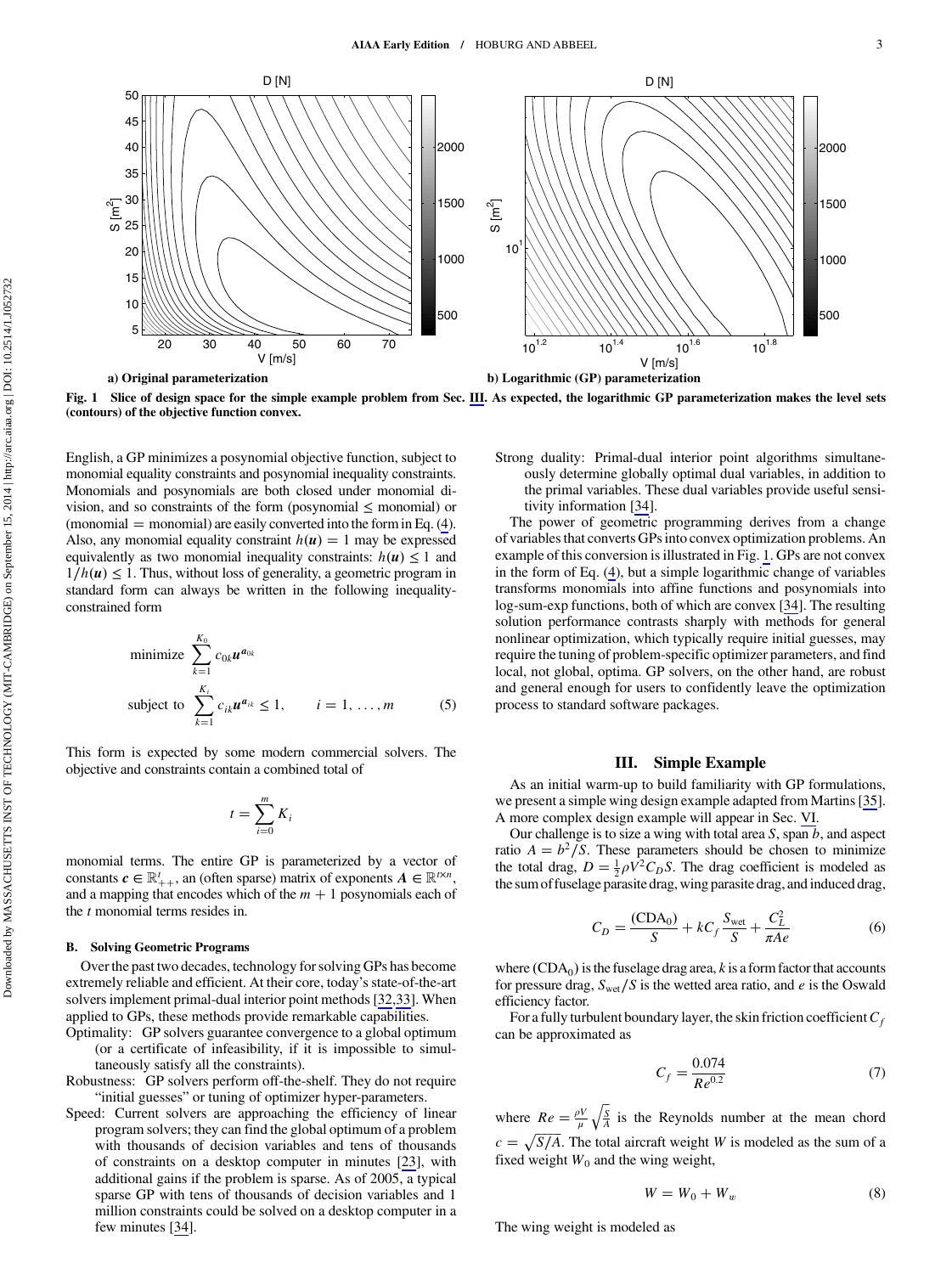a) Original parameterization

b) Logarithmic (GP) parameterization

**Fig. 1 Slice of design space for the simple example problem from Sec. III. As expected, the logarithmic GP parameterization makes the level sets (contours) of the objective function convex.**

English, a GP minimizes a posynomial objective function, subject to monomial equality constraints and posynomial inequality constraints. Monomials and posynomials are both closed under monomial division, and so constraints of the form (posynomial ≤ monomial) or (monomial = monomial) are easily converted into the form in Eq. (4). Also, any monomial equality constraint $h(\boldsymbol{u}) = 1$ may be expressed equivalently as two monomial inequality constraints: $h(\boldsymbol{u}) \leq 1$ and $1/h(\boldsymbol{u}) \leq 1$. Thus, without loss of generality, a geometric program in standard form can always be written in the following inequality-constrained form

$$
\begin{aligned}
&\text{minimize} \quad \sum_{k=1}^{K_0} c_{0k} \boldsymbol{u}^{\boldsymbol{a}_{0k}} \\
&\text{subject to} \quad \sum_{k=1}^{K_i} c_{ik} \boldsymbol{u}^{\boldsymbol{a}_{ik}} \leq 1, \qquad i = 1, \ldots, m
\end{aligned} \tag{5}
$$

This form is expected by some modern commercial solvers. The objective and constraints contain a combined total of

$$
t = \sum_{i=0}^{m} K_i
$$

monomial terms. The entire GP is parameterized by a vector of constants $\boldsymbol{c} \in \mathbb{R}^t_{++}$, an (often sparse) matrix of exponents $\boldsymbol{A} \in \mathbb{R}^{t \times n}$, and a mapping that encodes which of the $m + 1$ posynomials each of the $t$ monomial terms resides in.

### B. Solving Geometric Programs

Over the past two decades, technology for solving GPs has become extremely reliable and efficient. At their core, today's state-of-the-art solvers implement primal-dual interior point methods [32,33]. When applied to GPs, these methods provide remarkable capabilities.

Optimality: GP solvers guarantee convergence to a global optimum (or a certificate of infeasibility, if it is impossible to simultaneously satisfy all the constraints).

Robustness: GP solvers perform off-the-shelf. They do not require "initial guesses" or tuning of optimizer hyper-parameters.

Speed: Current solvers are approaching the efficiency of linear program solvers; they can find the global optimum of a problem with thousands of decision variables and tens of thousands of constraints on a desktop computer in minutes [23], with additional gains if the problem is sparse. As of 2005, a typical sparse GP with tens of thousands of decision variables and 1 million constraints could be solved on a desktop computer in a few minutes [34].

Strong duality: Primal-dual interior point algorithms simultaneously determine globally optimal dual variables, in addition to the primal variables. These dual variables provide useful sensitivity information [34].

The power of geometric programming derives from a change of variables that converts GPs into convex optimization problems. An example of this conversion is illustrated in Fig. 1. GPs are not convex in the form of Eq. (4), but a simple logarithmic change of variables transforms monomials into affine functions and posynomials into log-sum-exp functions, both of which are convex [34]. The resulting solution performance contrasts sharply with methods for general nonlinear optimization, which typically require initial guesses, may require the tuning of problem-specific optimizer parameters, and find local, not global, optima. GP solvers, on the other hand, are robust and general enough for users to confidently leave the optimization process to standard software packages.

## III. Simple Example

As an initial warm-up to build familiarity with GP formulations, we present a simple wing design example adapted from Martins [35]. A more complex design example will appear in Sec. VI.

Our challenge is to size a wing with total area $S$, span $b$, and aspect ratio $A = b^2/S$. These parameters should be chosen to minimize the total drag, $D = \frac{1}{2}\rho V^2 C_D S$. The drag coefficient is modeled as the sum of fuselage parasite drag, wing parasite drag, and induced drag,

$$
C_D = \frac{(\mathrm{CDA}_0)}{S} + k C_f \frac{S_{\mathrm{wet}}}{S} + \frac{C_L^2}{\pi A e} \tag{6}
$$

where $(\mathrm{CDA}_0)$ is the fuselage drag area, $k$ is a form factor that accounts for pressure drag, $S_{\mathrm{wet}}/S$ is the wetted area ratio, and $e$ is the Oswald efficiency factor.

For a fully turbulent boundary layer, the skin friction coefficient $C_f$ can be approximated as

$$
C_f = \frac{0.074}{Re^{0.2}} \tag{7}
$$

where $Re = \frac{\rho V}{\mu}\sqrt{\frac{S}{A}}$ is the Reynolds number at the mean chord $c = \sqrt{S/A}$. The total aircraft weight $W$ is modeled as the sum of a fixed weight $W_0$ and the wing weight,

$$
W = W_0 + W_w \tag{8}
$$

The wing weight is modeled as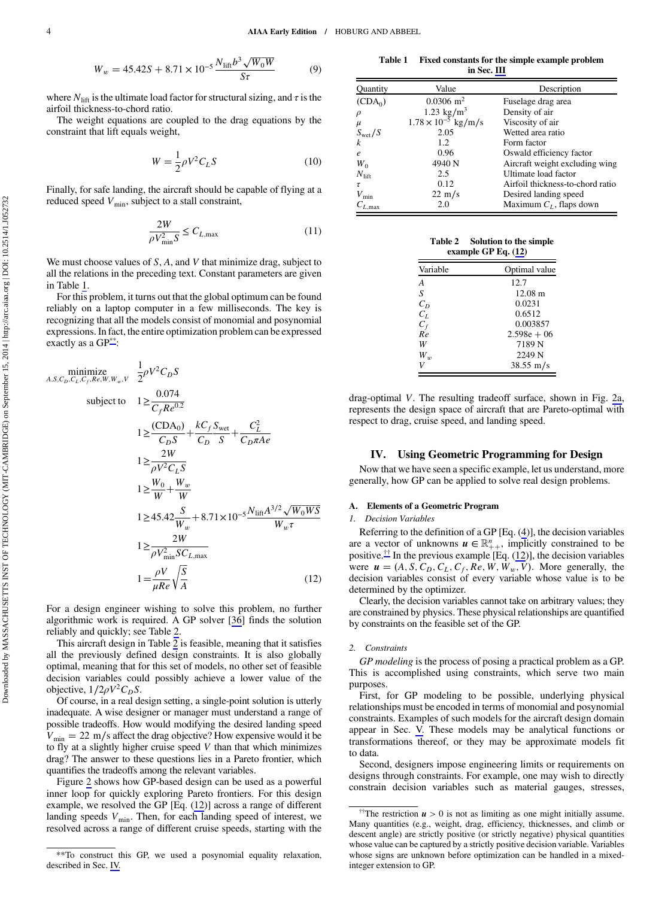$$W_w = 45.42S + 8.71 \times 10^{-5} \frac{N_{\text{lift}} b^3 \sqrt{W_0 W}}{S\tau} \quad (9)$$

where $N_{\text{lift}}$ is the ultimate load factor for structural sizing, and $\tau$ is the airfoil thickness-to-chord ratio.

The weight equations are coupled to the drag equations by the constraint that lift equals weight,

$$W = \frac{1}{2}\rho V^2 C_L S \quad (10)$$

Finally, for safe landing, the aircraft should be capable of flying at a reduced speed $V_{\min}$, subject to a stall constraint,

$$\frac{2W}{\rho V_{\min}^2 S} \leq C_{L,\max} \quad (11)$$

We must choose values of $S$, $A$, and $V$ that minimize drag, subject to all the relations in the preceding text. Constant parameters are given in Table 1.

For this problem, it turns out that the global optimum can be found reliably on a laptop computer in a few milliseconds. The key is recognizing that all the models consist of monomial and posynomial expressions. In fact, the entire optimization problem can be expressed exactly as a GP**:

$$\begin{aligned}
\underset{A,S,C_D,C_L,C_f,Re,W,W_w,V}{\text{minimize}} \quad & \frac{1}{2}\rho V^2 C_D S \\
\text{subject to} \quad & 1 \geq \frac{0.074}{C_f Re^{0.2}} \\
& 1 \geq \frac{(\text{CDA}_0)}{C_D S} + \frac{k C_f}{C_D}\frac{S_{\text{wet}}}{S} + \frac{C_L^2}{C_D \pi A e} \\
& 1 \geq \frac{2W}{\rho V^2 C_L S} \\
& 1 \geq \frac{W_0}{W} + \frac{W_w}{W} \\
& 1 \geq 45.42\frac{S}{W_w} + 8.71 \times 10^{-5} \frac{N_{\text{lift}} A^{3/2} \sqrt{W_0 W S}}{W_w \tau} \\
& 1 \geq \frac{2W}{\rho V_{\min}^2 S C_{L,\max}} \\
& 1 = \frac{\rho V}{\mu Re}\sqrt{\frac{S}{A}}
\end{aligned} \quad (12)$$

For a design engineer wishing to solve this problem, no further algorithmic work is required. A GP solver [36] finds the solution reliably and quickly; see Table 2.

This aircraft design in Table 2 is feasible, meaning that it satisfies all the previously defined design constraints. It is also globally optimal, meaning that for this set of models, no other set of feasible decision variables could possibly achieve a lower value of the objective, $1/2\rho V^2 C_D S$.

Of course, in a real design setting, a single-point solution is utterly inadequate. A wise designer or manager must understand a range of possible tradeoffs. How would modifying the desired landing speed $V_{\min} = 22$ m/s affect the drag objective? How expensive would it be to fly at a slightly higher cruise speed $V$ than that which minimizes drag? The answer to these questions lies in a Pareto frontier, which quantifies the tradeoffs among the relevant variables.

Figure 2 shows how GP-based design can be used as a powerful inner loop for quickly exploring Pareto frontiers. For this design example, we resolved the GP [Eq. (12)] across a range of different landing speeds $V_{\min}$. Then, for each landing speed of interest, we resolved across a range of different cruise speeds, starting with the drag-optimal $V$. The resulting tradeoff surface, shown in Fig. 2a, represents the design space of aircraft that are Pareto-optimal with respect to drag, cruise speed, and landing speed.

**Table 1 Fixed constants for the simple example problem in Sec. III**

| Quantity | Value | Description |
|---|---|---|
| $(\text{CDA}_0)$ | $0.0306\ \text{m}^2$ | Fuselage drag area |
| $\rho$ | $1.23\ \text{kg/m}^3$ | Density of air |
| $\mu$ | $1.78 \times 10^{-5}\ \text{kg/m/s}$ | Viscosity of air |
| $S_{\text{wet}}/S$ | 2.05 | Wetted area ratio |
| $k$ | 1.2 | Form factor |
| $e$ | 0.96 | Oswald efficiency factor |
| $W_0$ | 4940 N | Aircraft weight excluding wing |
| $N_{\text{lift}}$ | 2.5 | Ultimate load factor |
| $\tau$ | 0.12 | Airfoil thickness-to-chord ratio |
| $V_{\min}$ | 22 m/s | Desired landing speed |
| $C_{L,\max}$ | 2.0 | Maximum $C_L$, flaps down |

**Table 2 Solution to the simple example GP Eq. (12)**

| Variable | Optimal value |
|---|---|
| $A$ | 12.7 |
| $S$ | 12.08 m |
| $C_D$ | 0.0231 |
| $C_L$ | 0.6512 |
| $C_f$ | 0.003857 |
| $Re$ | 2.598e + 06 |
| $W$ | 7189 N |
| $W_w$ | 2249 N |
| $V$ | 38.55 m/s |

## IV. Using Geometric Programming for Design

Now that we have seen a specific example, let us understand, more generally, how GP can be applied to solve real design problems.

### A. Elements of a Geometric Program

#### 1. Decision Variables

Referring to the definition of a GP [Eq. (4)], the decision variables are a vector of unknowns $\boldsymbol{u} \in \mathbb{R}_{++}^n$, implicitly constrained to be positive.†† In the previous example [Eq. (12)], the decision variables were $\boldsymbol{u} = (A, S, C_D, C_L, C_f, Re, W, W_w, V)$. More generally, the decision variables consist of every variable whose value is to be determined by the optimizer.

Clearly, the decision variables cannot take on arbitrary values; they are constrained by physics. These physical relationships are quantified by constraints on the feasible set of the GP.

#### 2. Constraints

*GP modeling* is the process of posing a practical problem as a GP. This is accomplished using constraints, which serve two main purposes.

First, for GP modeling to be possible, underlying physical relationships must be encoded in terms of monomial and posynomial constraints. Examples of such models for the aircraft design domain appear in Sec. V. These models may be analytical functions or transformations thereof, or they may be approximate models fit to data.

Second, designers impose engineering limits or requirements on designs through constraints. For example, one may wish to directly constrain decision variables such as material gauges, stresses,

**To construct this GP, we used a posynomial equality relaxation, described in Sec. IV.

††The restriction $\boldsymbol{u} > 0$ is not as limiting as one might initially assume. Many quantities (e.g., weight, drag, efficiency, thicknesses, and climb or descent angle) are strictly positive (or strictly negative) physical quantities whose value can be captured by a strictly positive decision variable. Variables whose signs are unknown before optimization can be handled in a mixed-integer extension to GP.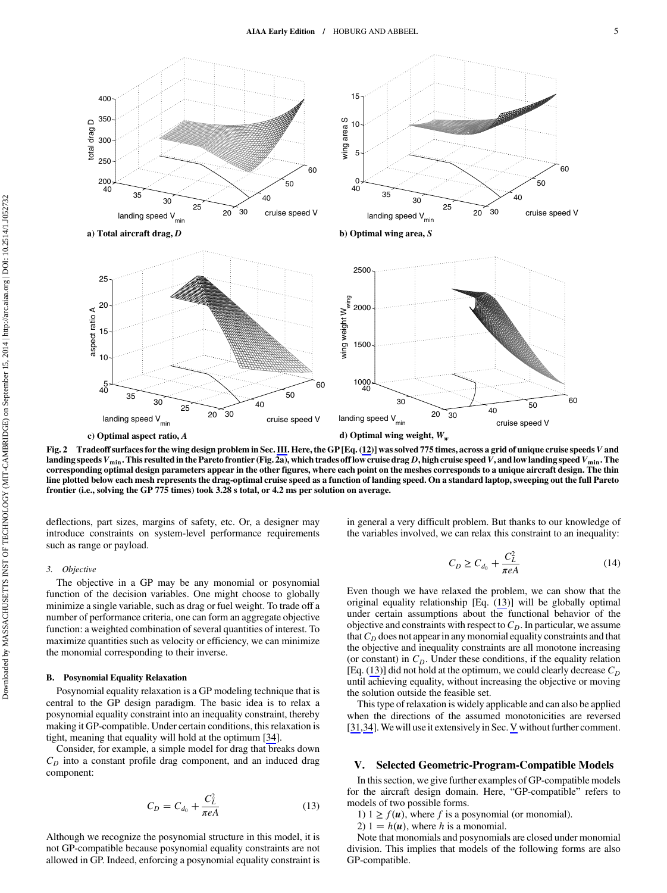a) Total aircraft drag, $D$

b) Optimal wing area, $S$

c) Optimal aspect ratio, $A$

d) Optimal wing weight, $W_w$

**Fig. 2 Tradeoff surfaces for the wing design problem in Sec. III. Here, the GP [Eq. (12)] was solved 775 times, across a grid of unique cruise speeds $V$ and landing speeds $V_{\min}$. This resulted in the Pareto frontier (Fig. 2a), which trades off low cruise drag $D$, high cruise speed $V$, and low landing speed $V_{\min}$. The corresponding optimal design parameters appear in the other figures, where each point on the meshes corresponds to a unique aircraft design. The thin line plotted below each mesh represents the drag-optimal cruise speed as a function of landing speed. On a standard laptop, sweeping out the full Pareto frontier (i.e., solving the GP 775 times) took 3.28 s total, or 4.2 ms per solution on average.**

deflections, part sizes, margins of safety, etc. Or, a designer may introduce constraints on system-level performance requirements such as range or payload.

#### 3. Objective

The objective in a GP may be any monomial or posynomial function of the decision variables. One might choose to globally minimize a single variable, such as drag or fuel weight. To trade off a number of performance criteria, one can form an aggregate objective function: a weighted combination of several quantities of interest. To maximize quantities such as velocity or efficiency, we can minimize the monomial corresponding to their inverse.

### B. Posynomial Equality Relaxation

Posynomial equality relaxation is a GP modeling technique that is central to the GP design paradigm. The basic idea is to relax a posynomial equality constraint into an inequality constraint, thereby making it GP-compatible. Under certain conditions, this relaxation is tight, meaning that equality will hold at the optimum [34].

Consider, for example, a simple model for drag that breaks down $C_D$ into a constant profile drag component, and an induced drag component:

$$C_D = C_{d_0} + \frac{C_L^2}{\pi e A} \tag{13}$$

Although we recognize the posynomial structure in this model, it is not GP-compatible because posynomial equality constraints are not allowed in GP. Indeed, enforcing a posynomial equality constraint is in general a very difficult problem. But thanks to our knowledge of the variables involved, we can relax this constraint to an inequality:

$$C_D \geq C_{d_0} + \frac{C_L^2}{\pi e A} \tag{14}$$

Even though we have relaxed the problem, we can show that the original equality relationship [Eq. (13)] will be globally optimal under certain assumptions about the functional behavior of the objective and constraints with respect to $C_D$. In particular, we assume that $C_D$ does not appear in any monomial equality constraints and that the objective and inequality constraints are all monotone increasing (or constant) in $C_D$. Under these conditions, if the equality relation [Eq. (13)] did not hold at the optimum, we could clearly decrease $C_D$ until achieving equality, without increasing the objective or moving the solution outside the feasible set.

This type of relaxation is widely applicable and can also be applied when the directions of the assumed monotonicities are reversed [31,34]. We will use it extensively in Sec. V without further comment.

## V. Selected Geometric-Program-Compatible Models

In this section, we give further examples of GP-compatible models for the aircraft design domain. Here, "GP-compatible" refers to models of two possible forms.

1) $1 \geq f(\boldsymbol{u})$, where $f$ is a posynomial (or monomial).

2) $1 = h(\boldsymbol{u})$, where $h$ is a monomial.

Note that monomials and posynomials are closed under monomial division. This implies that models of the following forms are also GP-compatible.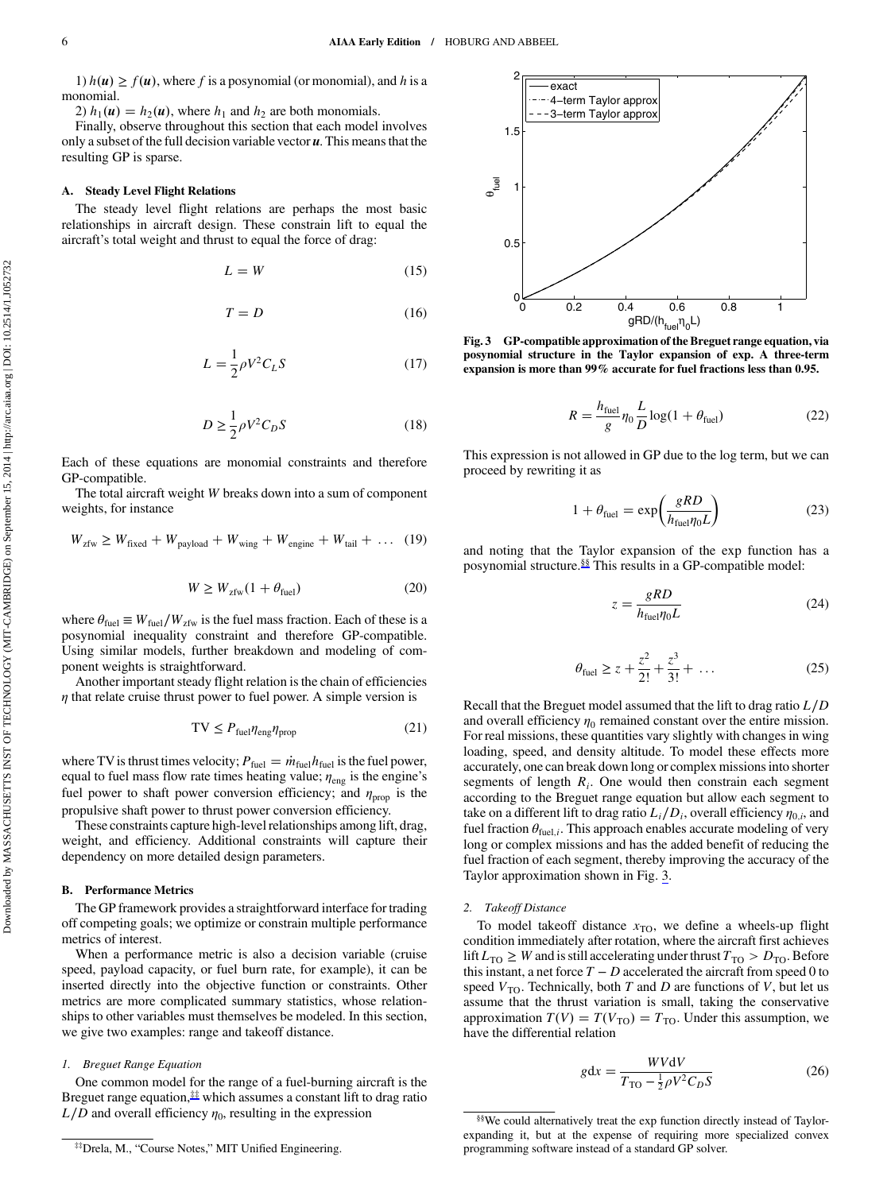1) $h(\boldsymbol{u}) \geq f(\boldsymbol{u})$, where $f$ is a posynomial (or monomial), and $h$ is a monomial.

2) $h_1(\boldsymbol{u}) = h_2(\boldsymbol{u})$, where $h_1$ and $h_2$ are both monomials.

Finally, observe throughout this section that each model involves only a subset of the full decision variable vector $\boldsymbol{u}$. This means that the resulting GP is sparse.

### A. Steady Level Flight Relations

The steady level flight relations are perhaps the most basic relationships in aircraft design. These constrain lift to equal the aircraft's total weight and thrust to equal the force of drag:

$$L = W \tag{15}$$

$$T = D \tag{16}$$

$$L = \frac{1}{2}\rho V^2 C_L S \tag{17}$$

$$D \geq \frac{1}{2}\rho V^2 C_D S \tag{18}$$

Each of these equations are monomial constraints and therefore GP-compatible.

The total aircraft weight $W$ breaks down into a sum of component weights, for instance

$$W_{\text{zfw}} \geq W_{\text{fixed}} + W_{\text{payload}} + W_{\text{wing}} + W_{\text{engine}} + W_{\text{tail}} + \ldots \tag{19}$$

$$W \geq W_{\text{zfw}}(1 + \theta_{\text{fuel}}) \tag{20}$$

where $\theta_{\text{fuel}} \equiv W_{\text{fuel}}/W_{\text{zfw}}$ is the fuel mass fraction. Each of these is a posynomial inequality constraint and therefore GP-compatible. Using similar models, further breakdown and modeling of component weights is straightforward.

Another important steady flight relation is the chain of efficiencies $\eta$ that relate cruise thrust power to fuel power. A simple version is

$$\text{TV} \leq P_{\text{fuel}}\eta_{\text{eng}}\eta_{\text{prop}} \tag{21}$$

where TV is thrust times velocity; $P_{\text{fuel}} = \dot{m}_{\text{fuel}} h_{\text{fuel}}$ is the fuel power, equal to fuel mass flow rate times heating value; $\eta_{\text{eng}}$ is the engine's fuel power to shaft power conversion efficiency; and $\eta_{\text{prop}}$ is the propulsive shaft power to thrust power conversion efficiency.

These constraints capture high-level relationships among lift, drag, weight, and efficiency. Additional constraints will capture their dependency on more detailed design parameters.

### B. Performance Metrics

The GP framework provides a straightforward interface for trading off competing goals; we optimize or constrain multiple performance metrics of interest.

When a performance metric is also a decision variable (cruise speed, payload capacity, or fuel burn rate, for example), it can be inserted directly into the objective function or constraints. Other metrics are more complicated summary statistics, whose relationships to other variables must themselves be modeled. In this section, we give two examples: range and takeoff distance.

#### 1. Breguet Range Equation

One common model for the range of a fuel-burning aircraft is the Breguet range equation,[‡‡] which assumes a constant lift to drag ratio $L/D$ and overall efficiency $\eta_0$, resulting in the expression

Fig. 3 GP-compatible approximation of the Breguet range equation, via posynomial structure in the Taylor expansion of exp. A three-term expansion is more than 99% accurate for fuel fractions less than 0.95.

$$R = \frac{h_{\text{fuel}}}{g}\eta_0 \frac{L}{D}\log(1 + \theta_{\text{fuel}}) \tag{22}$$

This expression is not allowed in GP due to the log term, but we can proceed by rewriting it as

$$1 + \theta_{\text{fuel}} = \exp\left(\frac{gRD}{h_{\text{fuel}}\eta_0 L}\right) \tag{23}$$

and noting that the Taylor expansion of the exp function has a posynomial structure.[§§] This results in a GP-compatible model:

$$z = \frac{gRD}{h_{\text{fuel}}\eta_0 L} \tag{24}$$

$$\theta_{\text{fuel}} \geq z + \frac{z^2}{2!} + \frac{z^3}{3!} + \ldots \tag{25}$$

Recall that the Breguet model assumed that the lift to drag ratio $L/D$ and overall efficiency $\eta_0$ remained constant over the entire mission. For real missions, these quantities vary slightly with changes in wing loading, speed, and density altitude. To model these effects more accurately, one can break down long or complex missions into shorter segments of length $R_i$. One would then constrain each segment according to the Breguet range equation but allow each segment to take on a different lift to drag ratio $L_i/D_i$, overall efficiency $\eta_{0,i}$, and fuel fraction $\theta_{\text{fuel},i}$. This approach enables accurate modeling of very long or complex missions and has the added benefit of reducing the fuel fraction of each segment, thereby improving the accuracy of the Taylor approximation shown in Fig. 3.

#### 2. Takeoff Distance

To model takeoff distance $x_{\text{TO}}$, we define a wheels-up flight condition immediately after rotation, where the aircraft first achieves lift $L_{\text{TO}} \geq W$ and is still accelerating under thrust $T_{\text{TO}} > D_{\text{TO}}$. Before this instant, a net force $T - D$ accelerated the aircraft from speed 0 to speed $V_{\text{TO}}$. Technically, both $T$ and $D$ are functions of $V$, but let us assume that the thrust variation is small, taking the conservative approximation $T(V) = T(V_{\text{TO}}) = T_{\text{TO}}$. Under this assumption, we have the differential relation

$$g\mathrm{d}x = \frac{WV\mathrm{d}V}{T_{\text{TO}} - \frac{1}{2}\rho V^2 C_D S} \tag{26}$$

---

[‡‡] Drela, M., "Course Notes," MIT Unified Engineering.

[§§] We could alternatively treat the exp function directly instead of Taylor-expanding it, but at the expense of requiring more specialized convex programming software instead of a standard GP solver.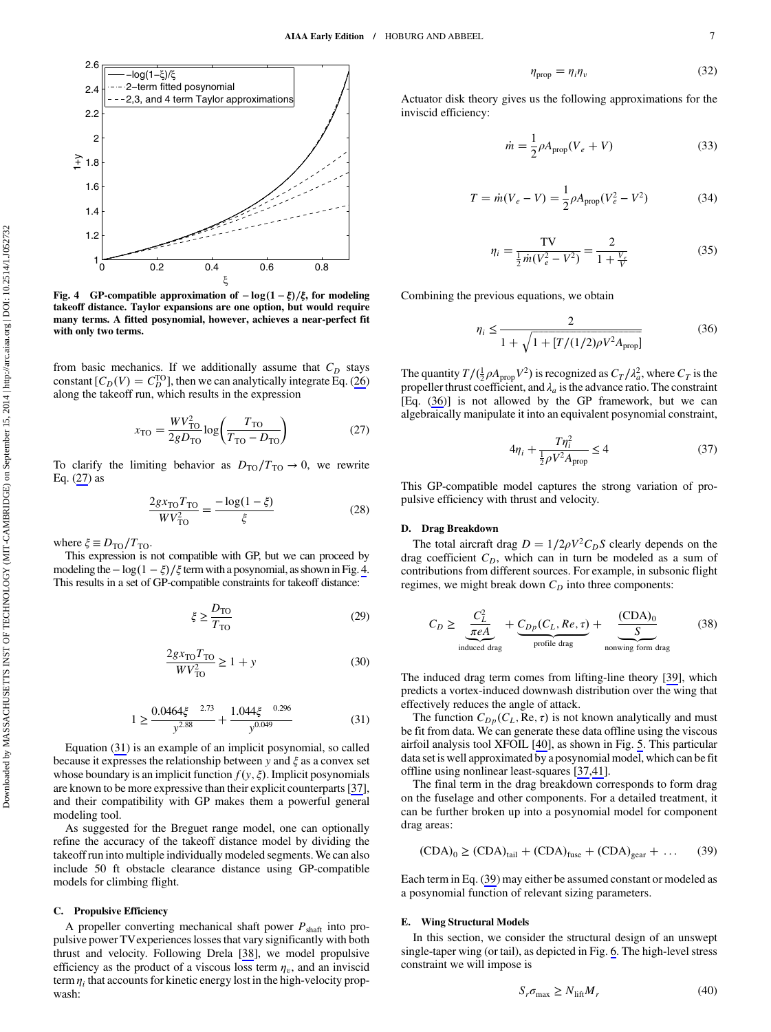Fig. 4 GP-compatible approximation of $-\log(1-\xi)/\xi$, for modeling takeoff distance. Taylor expansions are one option, but would require many terms. A fitted posynomial, however, achieves a near-perfect fit with only two terms.

from basic mechanics. If we additionally assume that $C_D$ stays constant [$C_D(V) = C_D^{\text{TO}}$], then we can analytically integrate Eq. (26) along the takeoff run, which results in the expression

$$x_{\text{TO}} = \frac{WV_{\text{TO}}^2}{2gD_{\text{TO}}} \log\left(\frac{T_{\text{TO}}}{T_{\text{TO}} - D_{\text{TO}}}\right) \tag{27}$$

To clarify the limiting behavior as $D_{\text{TO}}/T_{\text{TO}} \to 0$, we rewrite Eq. (27) as

$$\frac{2gx_{\text{TO}}T_{\text{TO}}}{WV_{\text{TO}}^2} = \frac{-\log(1-\xi)}{\xi} \tag{28}$$

where $\xi \equiv D_{\text{TO}}/T_{\text{TO}}$.

This expression is not compatible with GP, but we can proceed by modeling the $-\log(1-\xi)/\xi$ term with a posynomial, as shown in Fig. 4. This results in a set of GP-compatible constraints for takeoff distance:

$$\xi \geq \frac{D_{\text{TO}}}{T_{\text{TO}}} \tag{29}$$

$$\frac{2gx_{\text{TO}}T_{\text{TO}}}{WV_{\text{TO}}^2} \geq 1 + y \tag{30}$$

$$1 \geq \frac{0.0464\xi^{2.73}}{y^{2.88}} + \frac{1.044\xi^{0.296}}{y^{0.049}} \tag{31}$$

Equation (31) is an example of an implicit posynomial, so called because it expresses the relationship between $y$ and $\xi$ as a convex set whose boundary is an implicit function $f(y, \xi)$. Implicit posynomials are known to be more expressive than their explicit counterparts [37], and their compatibility with GP makes them a powerful general modeling tool.

As suggested for the Breguet range model, one can optionally refine the accuracy of the takeoff distance model by dividing the takeoff run into multiple individually modeled segments. We can also include 50 ft obstacle clearance distance using GP-compatible models for climbing flight.

### C. Propulsive Efficiency

A propeller converting mechanical shaft power $P_{\text{shaft}}$ into propulsive power TV experiences losses that vary significantly with both thrust and velocity. Following Drela [38], we model propulsive efficiency as the product of a viscous loss term $\eta_v$, and an inviscid term $\eta_i$ that accounts for kinetic energy lost in the high-velocity propwash:

$$\eta_{\text{prop}} = \eta_i \eta_v \tag{32}$$

Actuator disk theory gives us the following approximations for the inviscid efficiency:

$$\dot{m} = \frac{1}{2}\rho A_{\text{prop}}(V_e + V) \tag{33}$$

$$T = \dot{m}(V_e - V) = \frac{1}{2}\rho A_{\text{prop}}(V_e^2 - V^2) \tag{34}$$

$$\eta_i = \frac{\text{TV}}{\frac{1}{2}\dot{m}(V_e^2 - V^2)} = \frac{2}{1 + \frac{V_e}{V}} \tag{35}$$

Combining the previous equations, we obtain

$$\eta_i \leq \frac{2}{1 + \sqrt{1 + [T/(1/2)\rho V^2 A_{\text{prop}}]}} \tag{36}$$

The quantity $T/(\frac{1}{2}\rho A_{\text{prop}} V^2)$ is recognized as $C_T/\lambda_a^2$, where $C_T$ is the propeller thrust coefficient, and $\lambda_a$ is the advance ratio. The constraint [Eq. (36)] is not allowed by the GP framework, but we can algebraically manipulate it into an equivalent posynomial constraint,

$$4\eta_i + \frac{T\eta_i^2}{\frac{1}{2}\rho V^2 A_{\text{prop}}} \leq 4 \tag{37}$$

This GP-compatible model captures the strong variation of propulsive efficiency with thrust and velocity.

### D. Drag Breakdown

The total aircraft drag $D = 1/2\rho V^2 C_D S$ clearly depends on the drag coefficient $C_D$, which can in turn be modeled as a sum of contributions from different sources. For example, in subsonic flight regimes, we might break down $C_D$ into three components:

$$C_D \geq \underbrace{\frac{C_L^2}{\pi e A}}_{\text{induced drag}} + \underbrace{C_{Dp}(C_L, Re, \tau)}_{\text{profile drag}} + \underbrace{\frac{(\text{CDA})_0}{S}}_{\text{nonwing form drag}} \tag{38}$$

The induced drag term comes from lifting-line theory [39], which predicts a vortex-induced downwash distribution over the wing that effectively reduces the angle of attack.

The function $C_{Dp}(C_L, \text{Re}, \tau)$ is not known analytically and must be fit from data. We can generate these data offline using the viscous airfoil analysis tool XFOIL [40], as shown in Fig. 5. This particular data set is well approximated by a posynomial model, which can be fit offline using nonlinear least-squares [37,41].

The final term in the drag breakdown corresponds to form drag on the fuselage and other components. For a detailed treatment, it can be further broken up into a posynomial model for component drag areas:

$$(\text{CDA})_0 \geq (\text{CDA})_{\text{tail}} + (\text{CDA})_{\text{fuse}} + (\text{CDA})_{\text{gear}} + \ \ldots \tag{39}$$

Each term in Eq. (39) may either be assumed constant or modeled as a posynomial function of relevant sizing parameters.

### E. Wing Structural Models

In this section, we consider the structural design of an unswept single-taper wing (or tail), as depicted in Fig. 6. The high-level stress constraint we will impose is

$$S_r \sigma_{\max} \geq N_{\text{lift}} M_r \tag{40}$$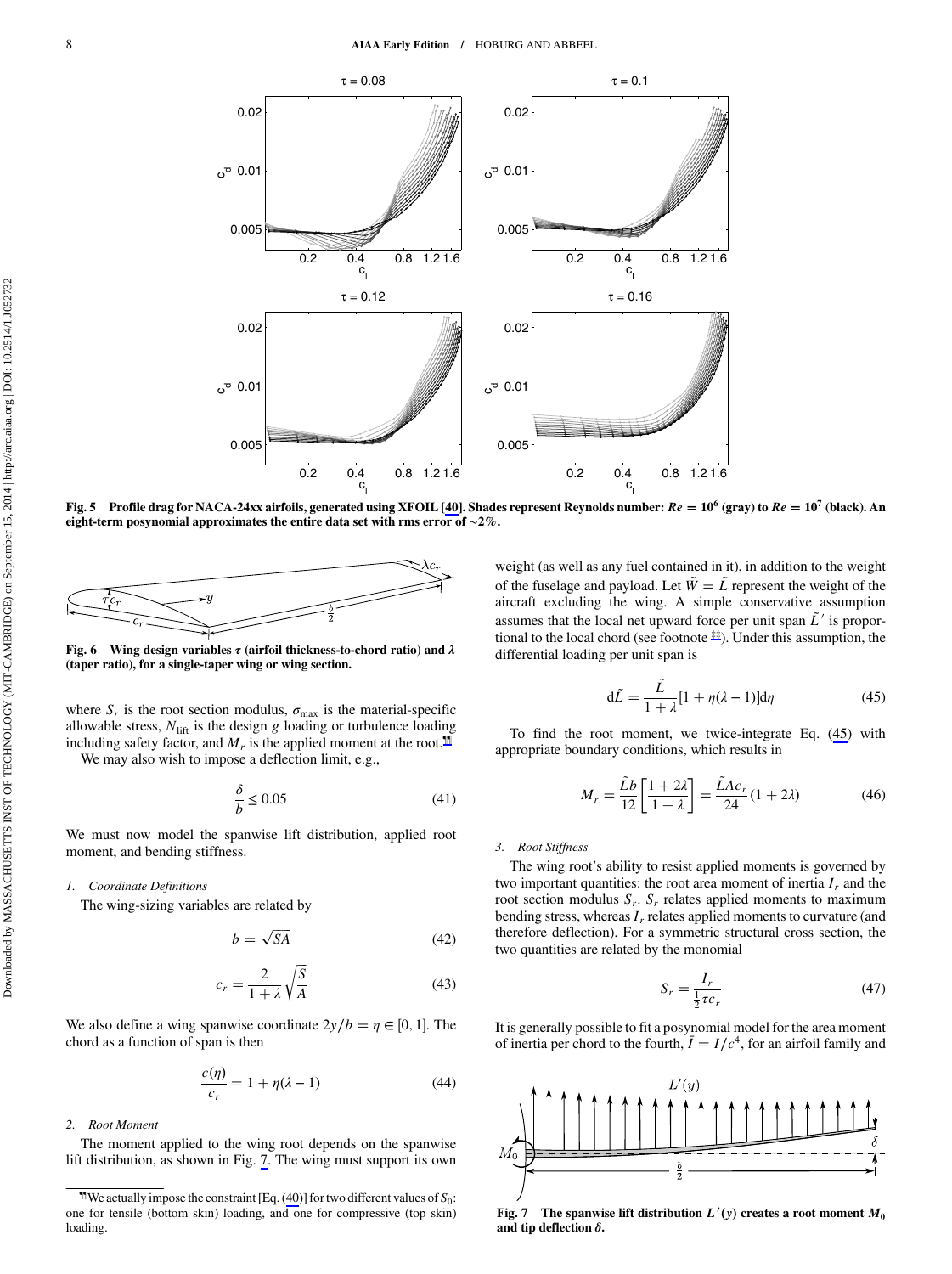Fig. 5 **Profile drag for NACA-24xx airfoils, generated using XFOIL [40]. Shades represent Reynolds number: $Re = 10^6$ (gray) to $Re = 10^7$ (black). An eight-term posynomial approximates the entire data set with rms error of ~2%.**

Fig. 6 **Wing design variables $\tau$ (airfoil thickness-to-chord ratio) and $\lambda$ (taper ratio), for a single-taper wing or wing section.**

where $S_r$ is the root section modulus, $\sigma_{\max}$ is the material-specific allowable stress, $N_{\text{lift}}$ is the design $g$ loading or turbulence loading including safety factor, and $M_r$ is the applied moment at the root.[¶¶]

We may also wish to impose a deflection limit, e.g.,

$$\frac{\delta}{b} \leq 0.05 \tag{41}$$

We must now model the spanwise lift distribution, applied root moment, and bending stiffness.

### 1. Coordinate Definitions

The wing-sizing variables are related by

$$b = \sqrt{SA} \tag{42}$$

$$c_r = \frac{2}{1+\lambda}\sqrt{\frac{S}{A}} \tag{43}$$

We also define a wing spanwise coordinate $2y/b = \eta \in [0, 1]$. The chord as a function of span is then

$$\frac{c(\eta)}{c_r} = 1 + \eta(\lambda - 1) \tag{44}$$

### 2. Root Moment

The moment applied to the wing root depends on the spanwise lift distribution, as shown in Fig. 7. The wing must support its own weight (as well as any fuel contained in it), in addition to the weight of the fuselage and payload. Let $\tilde{W} = \tilde{L}$ represent the weight of the aircraft excluding the wing. A simple conservative assumption assumes that the local net upward force per unit span $\tilde{L}'$ is proportional to the local chord (see footnote [‡‡]). Under this assumption, the differential loading per unit span is

$$d\tilde{L} = \frac{\tilde{L}}{1+\lambda}[1 + \eta(\lambda - 1)]d\eta \tag{45}$$

To find the root moment, we twice-integrate Eq. (45) with appropriate boundary conditions, which results in

$$M_r = \frac{\tilde{L}b}{12}\left[\frac{1+2\lambda}{1+\lambda}\right] = \frac{\tilde{L}Ac_r}{24}(1+2\lambda) \tag{46}$$

### 3. Root Stiffness

The wing root's ability to resist applied moments is governed by two important quantities: the root area moment of inertia $I_r$ and the root section modulus $S_r$. $S_r$ relates applied moments to maximum bending stress, whereas $I_r$ relates applied moments to curvature (and therefore deflection). For a symmetric structural cross section, the two quantities are related by the monomial

$$S_r = \frac{I_r}{\frac{1}{2}\tau c_r} \tag{47}$$

It is generally possible to fit a posynomial model for the area moment of inertia per chord to the fourth, $\bar{I} = I/c^4$, for an airfoil family and

Fig. 7 **The spanwise lift distribution $L'(y)$ creates a root moment $M_0$ and tip deflection $\delta$.**

[¶¶] We actually impose the constraint [Eq. (40)] for two different values of $S_0$: one for tensile (bottom skin) loading, and one for compressive (top skin) loading.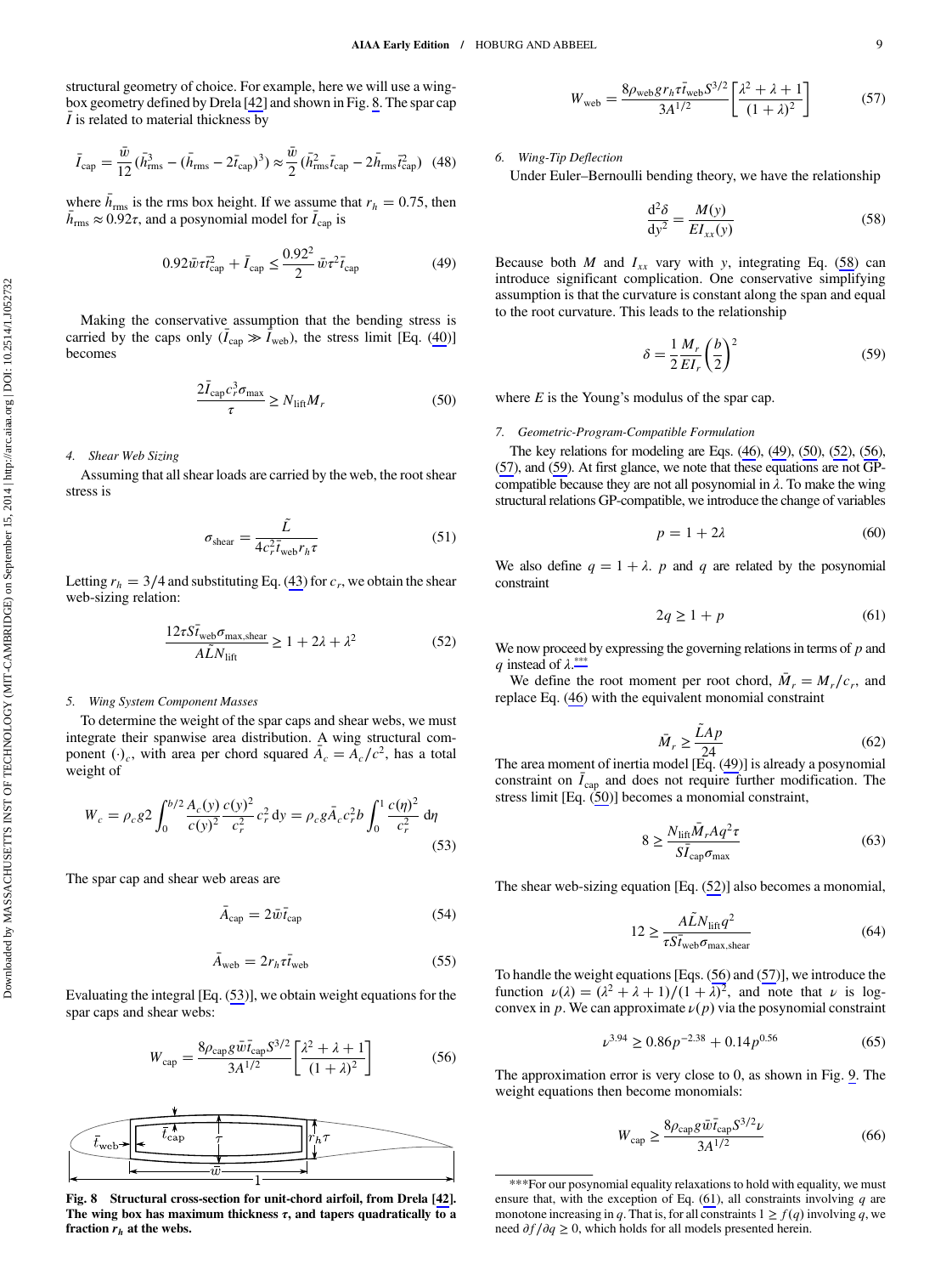structural geometry of choice. For example, here we will use a wing-box geometry defined by Drela [42] and shown in Fig. 8. The spar cap $\bar{I}$ is related to material thickness by

$$\bar{I}_{\rm cap} = \frac{\bar{w}}{12}(\bar{h}_{\rm rms}^3 - (\bar{h}_{\rm rms} - 2\bar{t}_{\rm cap})^3) \approx \frac{\bar{w}}{2}(\bar{h}_{\rm rms}^2\bar{t}_{\rm cap} - 2\bar{h}_{\rm rms}\bar{t}_{\rm cap}^2) \quad (48)$$

where $\bar{h}_{\rm rms}$ is the rms box height. If we assume that $r_h = 0.75$, then $\bar{h}_{\rm rms} \approx 0.92\tau$, and a posynomial model for $\bar{I}_{\rm cap}$ is

$$0.92\bar{w}\tau\bar{t}_{\rm cap}^2 + \bar{I}_{\rm cap} \leq \frac{0.92^2}{2}\bar{w}\tau^2\bar{t}_{\rm cap} \quad (49)$$

Making the conservative assumption that the bending stress is carried by the caps only ($\bar{I}_{\rm cap} \gg \bar{I}_{\rm web}$), the stress limit [Eq. (40)] becomes

$$\frac{2\bar{I}_{\rm cap}c_r^3\sigma_{\max}}{\tau} \geq N_{\rm lift}M_r \quad (50)$$

#### 4. Shear Web Sizing

Assuming that all shear loads are carried by the web, the root shear stress is

$$\sigma_{\rm shear} = \frac{\tilde{L}}{4c_r^2\bar{t}_{\rm web}r_h\tau} \quad (51)$$

Letting $r_h = 3/4$ and substituting Eq. (43) for $c_r$, we obtain the shear web-sizing relation:

$$\frac{12\tau S\bar{t}_{\rm web}\sigma_{\rm max,shear}}{A\tilde{L}N_{\rm lift}} \geq 1 + 2\lambda + \lambda^2 \quad (52)$$

#### 5. Wing System Component Masses

To determine the weight of the spar caps and shear webs, we must integrate their spanwise area distribution. A wing structural component $(\cdot)_c$, with area per chord squared $\bar{A}_c = A_c/c^2$, has a total weight of

$$W_c = \rho_c g 2\int_0^{b/2}\frac{A_c(y)}{c(y)^2}\frac{c(y)^2}{c_r^2}c_r^2\,{\rm d}y = \rho_c g\bar{A}_c c_r^2 b\int_0^1\frac{c(\eta)^2}{c_r^2}\,{\rm d}\eta \quad (53)$$

The spar cap and shear web areas are

$$\bar{A}_{\rm cap} = 2\bar{w}\bar{t}_{\rm cap} \quad (54)$$

$$\bar{A}_{\rm web} = 2r_h\tau\bar{t}_{\rm web} \quad (55)$$

Evaluating the integral [Eq. (53)], we obtain weight equations for the spar caps and shear webs:

$$W_{\rm cap} = \frac{8\rho_{\rm cap}g\bar{w}\bar{t}_{\rm cap}S^{3/2}}{3A^{1/2}}\left[\frac{\lambda^2+\lambda+1}{(1+\lambda)^2}\right] \quad (56)$$

**Fig. 8 Structural cross-section for unit-chord airfoil, from Drela [42]. The wing box has maximum thickness $\tau$, and tapers quadratically to a fraction $r_h$ at the webs.**

$$W_{\rm web} = \frac{8\rho_{\rm web}g r_h\tau\bar{t}_{\rm web}S^{3/2}}{3A^{1/2}}\left[\frac{\lambda^2+\lambda+1}{(1+\lambda)^2}\right] \quad (57)$$

#### 6. Wing-Tip Deflection

Under Euler–Bernoulli bending theory, we have the relationship

$$\frac{{\rm d}^2\delta}{{\rm d}y^2} = \frac{M(y)}{EI_{xx}(y)} \quad (58)$$

Because both $M$ and $I_{xx}$ vary with $y$, integrating Eq. (58) can introduce significant complication. One conservative simplifying assumption is that the curvature is constant along the span and equal to the root curvature. This leads to the relationship

$$\delta = \frac{1}{2}\frac{M_r}{EI_r}\left(\frac{b}{2}\right)^2 \quad (59)$$

where $E$ is the Young's modulus of the spar cap.

#### 7. Geometric-Program-Compatible Formulation

The key relations for modeling are Eqs. (46), (49), (50), (52), (56), (57), and (59). At first glance, we note that these equations are not GP-compatible because they are not all posynomial in $\lambda$. To make the wing structural relations GP-compatible, we introduce the change of variables

$$p = 1 + 2\lambda \quad (60)$$

We also define $q = 1 + \lambda$. $p$ and $q$ are related by the posynomial constraint

$$2q \geq 1 + p \quad (61)$$

We now proceed by expressing the governing relations in terms of $p$ and $q$ instead of $\lambda$.***

We define the root moment per root chord, $\bar{M}_r = M_r/c_r$, and replace Eq. (46) with the equivalent monomial constraint

$$\bar{M}_r \geq \frac{\tilde{L}Ap}{24} \quad (62)$$

The area moment of inertia model [Eq. (49)] is already a posynomial constraint on $\bar{I}_{\rm cap}$ and does not require further modification. The stress limit [Eq. (50)] becomes a monomial constraint,

$$8 \geq \frac{N_{\rm lift}\bar{M}_rAq^2\tau}{S\bar{I}_{\rm cap}\sigma_{\max}} \quad (63)$$

The shear web-sizing equation [Eq. (52)] also becomes a monomial,

$$12 \geq \frac{A\tilde{L}N_{\rm lift}q^2}{\tau S\bar{t}_{\rm web}\sigma_{\rm max,shear}} \quad (64)$$

To handle the weight equations [Eqs. (56) and (57)], we introduce the function $\nu(\lambda) = (\lambda^2 + \lambda + 1)/(1+\lambda)^2$, and note that $\nu$ is log-convex in $p$. We can approximate $\nu(p)$ via the posynomial constraint

$$\nu^{3.94} \geq 0.86p^{-2.38} + 0.14p^{0.56} \quad (65)$$

The approximation error is very close to 0, as shown in Fig. 9. The weight equations then become monomials:

$$W_{\rm cap} \geq \frac{8\rho_{\rm cap}g\bar{w}\bar{t}_{\rm cap}S^{3/2}\nu}{3A^{1/2}} \quad (66)$$

***For our posynomial equality relaxations to hold with equality, we must ensure that, with the exception of Eq. (61), all constraints involving $q$ are monotone increasing in $q$. That is, for all constraints $1 \geq f(q)$ involving $q$, we need $\partial f/\partial q \geq 0$, which holds for all models presented herein.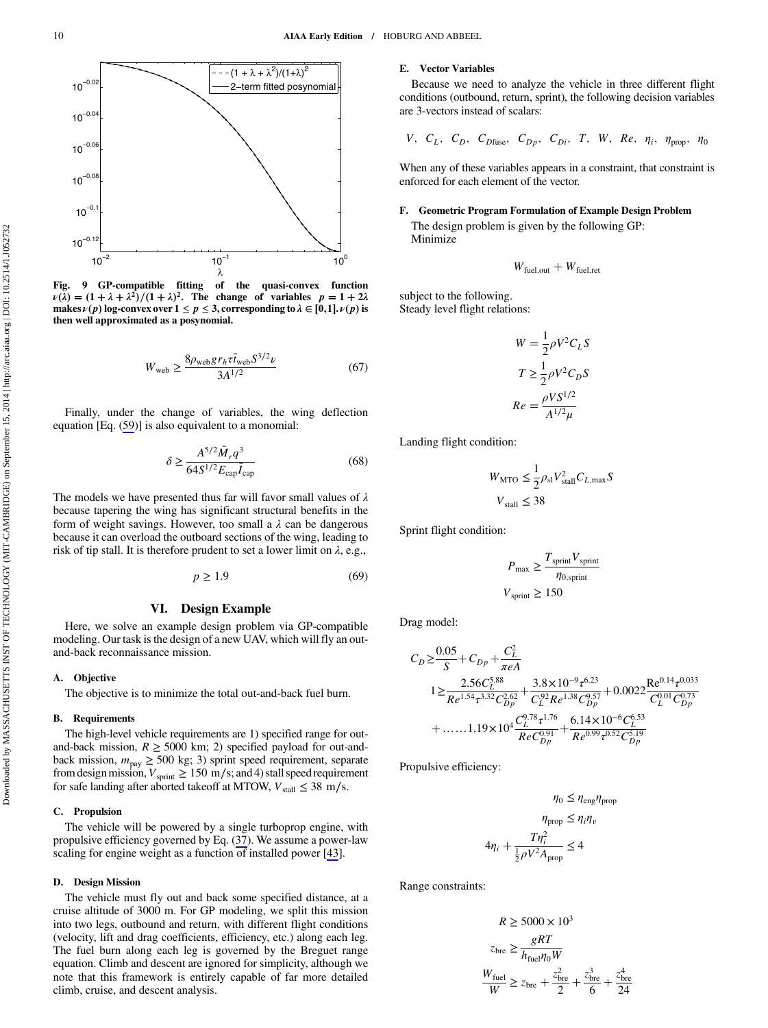Fig. 9 GP-compatible fitting of the quasi-convex function $\nu(\lambda) = (1 + \lambda + \lambda^2)/(1 + \lambda)^2$. The change of variables $p = 1 + 2\lambda$ makes $\nu(p)$ log-convex over $1 \le p \le 3$, corresponding to $\lambda \in [0,1]$. $\nu(p)$ is then well approximated as a posynomial.

$$W_{\text{web}} \ge \frac{8\rho_{\text{web}} g r_h \tau \bar{t}_{\text{web}} S^{3/2} \nu}{3A^{1/2}} \tag{67}$$

Finally, under the change of variables, the wing deflection equation [Eq. (59)] is also equivalent to a monomial:

$$\delta \ge \frac{A^{5/2} \bar{M}_r q^3}{64 S^{1/2} E_{\text{cap}} \bar{I}_{\text{cap}}} \tag{68}$$

The models we have presented thus far will favor small values of $\lambda$ because tapering the wing has significant structural benefits in the form of weight savings. However, too small a $\lambda$ can be dangerous because it can overload the outboard sections of the wing, leading to risk of tip stall. It is therefore prudent to set a lower limit on $\lambda$, e.g.,

$$p \ge 1.9 \tag{69}$$

## VI. Design Example

Here, we solve an example design problem via GP-compatible modeling. Our task is the design of a new UAV, which will fly an out-and-back reconnaissance mission.

### A. Objective

The objective is to minimize the total out-and-back fuel burn.

### B. Requirements

The high-level vehicle requirements are 1) specified range for out-and-back mission, $R \ge 5000$ km; 2) specified payload for out-and-back mission, $m_{\text{pay}} \ge 500$ kg; 3) sprint speed requirement, separate from design mission, $V_{\text{sprint}} \ge 150$ m/s; and 4) stall speed requirement for safe landing after aborted takeoff at MTOW, $V_{\text{stall}} \le 38$ m/s.

### C. Propulsion

The vehicle will be powered by a single turboprop engine, with propulsive efficiency governed by Eq. (37). We assume a power-law scaling for engine weight as a function of installed power [43].

### D. Design Mission

The vehicle must fly out and back some specified distance, at a cruise altitude of 3000 m. For GP modeling, we split this mission into two legs, outbound and return, with different flight conditions (velocity, lift and drag coefficients, efficiency, etc.) along each leg. The fuel burn along each leg is governed by the Breguet range equation. Climb and descent are ignored for simplicity, although we note that this framework is entirely capable of far more detailed climb, cruise, and descent analysis.

### E. Vector Variables

Because we need to analyze the vehicle in three different flight conditions (outbound, return, sprint), the following decision variables are 3-vectors instead of scalars:

$$V,\; C_L,\; C_D,\; C_{D\text{fuse}},\; C_{Dp},\; C_{Di},\; T,\; W,\; Re,\; \eta_i,\; \eta_{\text{prop}},\; \eta_0$$

When any of these variables appears in a constraint, that constraint is enforced for each element of the vector.

### F. Geometric Program Formulation of Example Design Problem

The design problem is given by the following GP:
Minimize

$$W_{\text{fuel,out}} + W_{\text{fuel,ret}}$$

subject to the following.
Steady level flight relations:

$$W = \frac{1}{2}\rho V^2 C_L S$$
$$T \ge \frac{1}{2}\rho V^2 C_D S$$
$$Re = \frac{\rho V S^{1/2}}{A^{1/2}\mu}$$

Landing flight condition:

$$W_{\text{MTO}} \le \frac{1}{2}\rho_{\text{sl}} V_{\text{stall}}^2 C_{L,\max} S$$
$$V_{\text{stall}} \le 38$$

Sprint flight condition:

$$P_{\max} \ge \frac{T_{\text{sprint}} V_{\text{sprint}}}{\eta_{0,\text{sprint}}}$$
$$V_{\text{sprint}} \ge 150$$

Drag model:

$$C_D \ge \frac{0.05}{S} + C_{Dp} + \frac{C_L^2}{\pi e A}$$
$$1 \ge \frac{2.56 C_L^{5.88}}{Re^{1.54}\tau^{3.32} C_{Dp}^{2.62}} + \frac{3.8\times 10^{-9}\tau^{6.23}}{C_L^{.92} Re^{1.38} C_{Dp}^{9.57}} + 0.0022\frac{\text{Re}^{0.14}\tau^{0.033}}{C_L^{0.01} C_{Dp}^{0.73}}$$
$$+ \ldots\ldots 1.19\times 10^4 \frac{C_L^{9.78}\tau^{1.76}}{Re\, C_{Dp}^{0.91}} + \frac{6.14\times 10^{-6} C_L^{6.53}}{Re^{0.99}\tau^{0.52} C_{Dp}^{5.19}}$$

Propulsive efficiency:

$$\eta_0 \le \eta_{\text{eng}}\eta_{\text{prop}}$$
$$\eta_{\text{prop}} \le \eta_i \eta_v$$
$$4\eta_i + \frac{T\eta_i^2}{\frac{1}{2}\rho V^2 A_{\text{prop}}} \le 4$$

Range constraints:

$$R \ge 5000 \times 10^3$$
$$z_{\text{bre}} \ge \frac{gRT}{h_{\text{fuel}}\eta_0 W}$$
$$\frac{W_{\text{fuel}}}{W} \ge z_{\text{bre}} + \frac{z_{\text{bre}}^2}{2} + \frac{z_{\text{bre}}^3}{6} + \frac{z_{\text{bre}}^4}{24}$$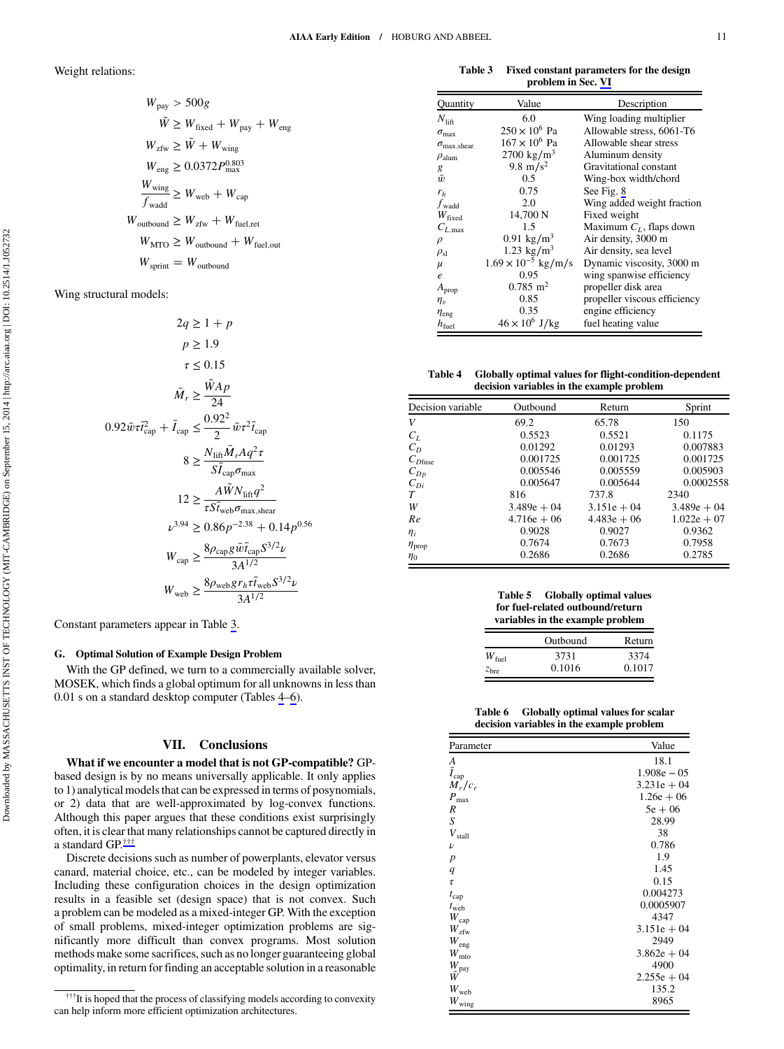Weight relations:

$$W_{\mathrm{pay}} > 500g$$

$$\tilde{W} \geq W_{\mathrm{fixed}} + W_{\mathrm{pay}} + W_{\mathrm{eng}}$$

$$W_{\mathrm{zfw}} \geq \tilde{W} + W_{\mathrm{wing}}$$

$$W_{\mathrm{eng}} \geq 0.0372 P_{\max}^{0.803}$$

$$\frac{W_{\mathrm{wing}}}{f_{\mathrm{wadd}}} \geq W_{\mathrm{web}} + W_{\mathrm{cap}}$$

$$W_{\mathrm{outbound}} \geq W_{\mathrm{zfw}} + W_{\mathrm{fuel,ret}}$$

$$W_{\mathrm{MTO}} \geq W_{\mathrm{outbound}} + W_{\mathrm{fuel,out}}$$

$$W_{\mathrm{sprint}} = W_{\mathrm{outbound}}$$

Wing structural models:

$$2q \geq 1 + p$$

$$p \geq 1.9$$

$$\tau \leq 0.15$$

$$\bar{M}_r \geq \frac{\tilde{W} A p}{24}$$

$$0.92 \bar{w} \tau \bar{t}_{\mathrm{cap}}^2 + \bar{I}_{\mathrm{cap}} \leq \frac{0.92^2}{2} \bar{w} \tau^2 \bar{t}_{\mathrm{cap}}$$

$$8 \geq \frac{N_{\mathrm{lift}} \bar{M}_r A q^2 \tau}{S \bar{I}_{\mathrm{cap}} \sigma_{\max}}$$

$$12 \geq \frac{A \tilde{W} N_{\mathrm{lift}} q^2}{\tau S \bar{t}_{\mathrm{web}} \sigma_{\mathrm{max,shear}}}$$

$$\nu^{3.94} \geq 0.86 p^{-2.38} + 0.14 p^{0.56}$$

$$W_{\mathrm{cap}} \geq \frac{8 \rho_{\mathrm{cap}} g \bar{w} \bar{t}_{\mathrm{cap}} S^{3/2} \nu}{3 A^{1/2}}$$

$$W_{\mathrm{web}} \geq \frac{8 \rho_{\mathrm{web}} g r_h \tau \bar{t}_{\mathrm{web}} S^{3/2} \nu}{3 A^{1/2}}$$

Constant parameters appear in Table 3.

### G. Optimal Solution of Example Design Problem

With the GP defined, we turn to a commercially available solver, MOSEK, which finds a global optimum for all unknowns in less than 0.01 s on a standard desktop computer (Tables 4–6).

## VII. Conclusions

**What if we encounter a model that is not GP-compatible?** GP-based design is by no means universally applicable. It only applies to 1) analytical models that can be expressed in terms of posynomials, or 2) data that are well-approximated by log-convex functions. Although this paper argues that these conditions exist surprisingly often, it is clear that many relationships cannot be captured directly in a standard GP.[†††]

Discrete decisions such as number of powerplants, elevator versus canard, material choice, etc., can be modeled by integer variables. Including these configuration choices in the design optimization results in a feasible set (design space) that is not convex. Such a problem can be modeled as a mixed-integer GP. With the exception of small problems, mixed-integer optimization problems are significantly more difficult than convex programs. Most solution methods make some sacrifices, such as no longer guaranteeing global optimality, in return for finding an acceptable solution in a reasonable

[†††]It is hoped that the process of classifying models according to convexity can help inform more efficient optimization architectures.

**Table 3 Fixed constant parameters for the design problem in Sec. VI**

| Quantity | Value | Description |
|---|---|---|
| $N_{\mathrm{lift}}$ | 6.0 | Wing loading multiplier |
| $\sigma_{\max}$ | $250 \times 10^6$ Pa | Allowable stress, 6061-T6 |
| $\sigma_{\mathrm{max,shear}}$ | $167 \times 10^6$ Pa | Allowable shear stress |
| $\rho_{\mathrm{alum}}$ | 2700 kg/m$^3$ | Aluminum density |
| $g$ | 9.8 m/s$^2$ | Gravitational constant |
| $\bar{w}$ | 0.5 | Wing-box width/chord |
| $r_h$ | 0.75 | See Fig. 8 |
| $f_{\mathrm{wadd}}$ | 2.0 | Wing added weight fraction |
| $W_{\mathrm{fixed}}$ | 14,700 N | Fixed weight |
| $C_{L,\max}$ | 1.5 | Maximum $C_L$, flaps down |
| $\rho$ | 0.91 kg/m$^3$ | Air density, 3000 m |
| $\rho_{\mathrm{sl}}$ | 1.23 kg/m$^3$ | Air density, sea level |
| $\mu$ | $1.69 \times 10^{-5}$ kg/m/s | Dynamic viscosity, 3000 m |
| $e$ | 0.95 | wing spanwise efficiency |
| $A_{\mathrm{prop}}$ | 0.785 m$^2$ | propeller disk area |
| $\eta_v$ | 0.85 | propeller viscous efficiency |
| $\eta_{\mathrm{eng}}$ | 0.35 | engine efficiency |
| $h_{\mathrm{fuel}}$ | $46 \times 10^6$ J/kg | fuel heating value |

**Table 4 Globally optimal values for flight-condition-dependent decision variables in the example problem**

| Decision variable | Outbound | Return | Sprint |
|---|---|---|---|
| $V$ | 69.2 | 65.78 | 150 |
| $C_L$ | 0.5523 | 0.5521 | 0.1175 |
| $C_D$ | 0.01292 | 0.01293 | 0.007883 |
| $C_{D\mathrm{fuse}}$ | 0.001725 | 0.001725 | 0.001725 |
| $C_{Dp}$ | 0.005546 | 0.005559 | 0.005903 |
| $C_{Di}$ | 0.005647 | 0.005644 | 0.0002558 |
| $T$ | 816 | 737.8 | 2340 |
| $W$ | 3.489e + 04 | 3.151e + 04 | 3.489e + 04 |
| $Re$ | 4.716e + 06 | 4.483e + 06 | 1.022e + 07 |
| $\eta_i$ | 0.9028 | 0.9027 | 0.9362 |
| $\eta_{\mathrm{prop}}$ | 0.7674 | 0.7673 | 0.7958 |
| $\eta_0$ | 0.2686 | 0.2686 | 0.2785 |

**Table 5 Globally optimal values for fuel-related outbound/return variables in the example problem**

| | Outbound | Return |
|---|---|---|
| $W_{\mathrm{fuel}}$ | 3731 | 3374 |
| $z_{\mathrm{bre}}$ | 0.1016 | 0.1017 |

**Table 6 Globally optimal values for scalar decision variables in the example problem**

| Parameter | Value |
|---|---|
| $A$ | 18.1 |
| $\bar{I}_{\mathrm{cap}}$ | 1.908e − 05 |
| $M_r/c_r$ | 3.231e + 04 |
| $P_{\max}$ | 1.26e + 06 |
| $R$ | 5e + 06 |
| $S$ | 28.99 |
| $V_{\mathrm{stall}}$ | 38 |
| $\nu$ | 0.786 |
| $p$ | 1.9 |
| $q$ | 1.45 |
| $\tau$ | 0.15 |
| $t_{\mathrm{cap}}$ | 0.004273 |
| $t_{\mathrm{web}}$ | 0.0005907 |
| $W_{\mathrm{cap}}$ | 4347 |
| $W_{\mathrm{zfw}}$ | 3.151e + 04 |
| $W_{\mathrm{eng}}$ | 2949 |
| $W_{\mathrm{mto}}$ | 3.862e + 04 |
| $W_{\mathrm{pay}}$ | 4900 |
| $\tilde{W}$ | 2.255e + 04 |
| $W_{\mathrm{web}}$ | 135.2 |
| $W_{\mathrm{wing}}$ | 8965 |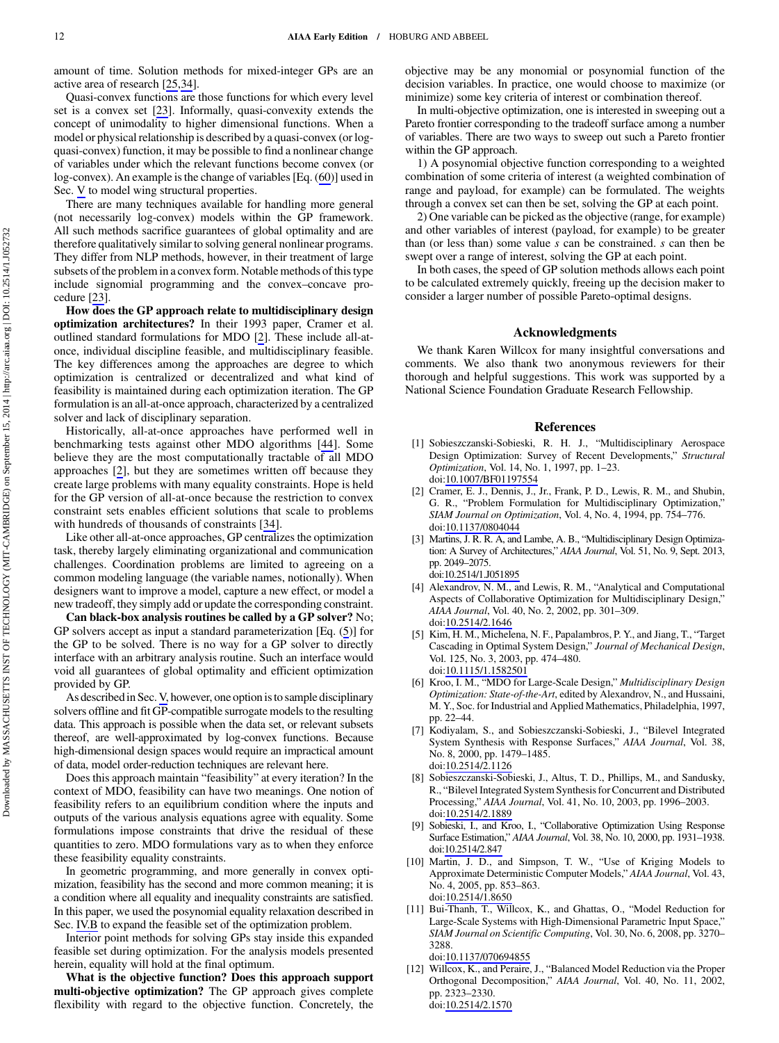amount of time. Solution methods for mixed-integer GPs are an active area of research [25,34].

Quasi-convex functions are those functions for which every level set is a convex set [23]. Informally, quasi-convexity extends the concept of unimodality to higher dimensional functions. When a model or physical relationship is described by a quasi-convex (or log-quasi-convex) function, it may be possible to find a nonlinear change of variables under which the relevant functions become convex (or log-convex). An example is the change of variables [Eq. (60)] used in Sec. V to model wing structural properties.

There are many techniques available for handling more general (not necessarily log-convex) models within the GP framework. All such methods sacrifice guarantees of global optimality and are therefore qualitatively similar to solving general nonlinear programs. They differ from NLP methods, however, in their treatment of large subsets of the problem in a convex form. Notable methods of this type include signomial programming and the convex–concave procedure [23].

**How does the GP approach relate to multidisciplinary design optimization architectures?** In their 1993 paper, Cramer et al. outlined standard formulations for MDO [2]. These include all-at-once, individual discipline feasible, and multidisciplinary feasible. The key differences among the approaches are degree to which optimization is centralized or decentralized and what kind of feasibility is maintained during each optimization iteration. The GP formulation is an all-at-once approach, characterized by a centralized solver and lack of disciplinary separation.

Historically, all-at-once approaches have performed well in benchmarking tests against other MDO algorithms [44]. Some believe they are the most computationally tractable of all MDO approaches [2], but they are sometimes written off because they create large problems with many equality constraints. Hope is held for the GP version of all-at-once because the restriction to convex constraint sets enables efficient solutions that scale to problems with hundreds of thousands of constraints [34].

Like other all-at-once approaches, GP centralizes the optimization task, thereby largely eliminating organizational and communication challenges. Coordination problems are limited to agreeing on a common modeling language (the variable names, notionally). When designers want to improve a model, capture a new effect, or model a new tradeoff, they simply add or update the corresponding constraint.

**Can black-box analysis routines be called by a GP solver?** No; GP solvers accept as input a standard parameterization [Eq. (5)] for the GP to be solved. There is no way for a GP solver to directly interface with an arbitrary analysis routine. Such an interface would void all guarantees of global optimality and efficient optimization provided by GP.

As described in Sec. V, however, one option is to sample disciplinary solvers offline and fit GP-compatible surrogate models to the resulting data. This approach is possible when the data set, or relevant subsets thereof, are well-approximated by log-convex functions. Because high-dimensional design spaces would require an impractical amount of data, model order-reduction techniques are relevant here.

Does this approach maintain "feasibility" at every iteration? In the context of MDO, feasibility can have two meanings. One notion of feasibility refers to an equilibrium condition where the inputs and outputs of the various analysis equations agree with equality. Some formulations impose constraints that drive the residual of these quantities to zero. MDO formulations vary as to when they enforce these feasibility equality constraints.

In geometric programming, and more generally in convex optimization, feasibility has the second and more common meaning; it is a condition where all equality and inequality constraints are satisfied. In this paper, we used the posynomial equality relaxation described in Sec. IV.B to expand the feasible set of the optimization problem.

Interior point methods for solving GPs stay inside this expanded feasible set during optimization. For the analysis models presented herein, equality will hold at the final optimum.

**What is the objective function? Does this approach support multi-objective optimization?** The GP approach gives complete flexibility with regard to the objective function. Concretely, the objective may be any monomial or posynomial function of the decision variables. In practice, one would choose to maximize (or minimize) some key criteria of interest or combination thereof.

In multi-objective optimization, one is interested in sweeping out a Pareto frontier corresponding to the tradeoff surface among a number of variables. There are two ways to sweep out such a Pareto frontier within the GP approach.

1) A posynomial objective function corresponding to a weighted combination of some criteria of interest (a weighted combination of range and payload, for example) can be formulated. The weights through a convex set can then be set, solving the GP at each point.

2) One variable can be picked as the objective (range, for example) and other variables of interest (payload, for example) to be greater than (or less than) some value $s$ can be constrained. $s$ can then be swept over a range of interest, solving the GP at each point.

In both cases, the speed of GP solution methods allows each point to be calculated extremely quickly, freeing up the decision maker to consider a larger number of possible Pareto-optimal designs.

## Acknowledgments

We thank Karen Willcox for many insightful conversations and comments. We also thank two anonymous reviewers for their thorough and helpful suggestions. This work was supported by a National Science Foundation Graduate Research Fellowship.

## References

[1] Sobieszczanski-Sobieski, R. H. J., "Multidisciplinary Aerospace Design Optimization: Survey of Recent Developments," *Structural Optimization*, Vol. 14, No. 1, 1997, pp. 1–23. doi:10.1007/BF01197554

[2] Cramer, E. J., Dennis, J., Jr., Frank, P. D., Lewis, R. M., and Shubin, G. R., "Problem Formulation for Multidisciplinary Optimization," *SIAM Journal on Optimization*, Vol. 4, No. 4, 1994, pp. 754–776. doi:10.1137/0804044

[3] Martins, J. R. R. A, and Lambe, A. B., "Multidisciplinary Design Optimization: A Survey of Architectures," *AIAA Journal*, Vol. 51, No. 9, Sept. 2013, pp. 2049–2075. doi:10.2514/1.J051895

[4] Alexandrov, N. M., and Lewis, R. M., "Analytical and Computational Aspects of Collaborative Optimization for Multidisciplinary Design," *AIAA Journal*, Vol. 40, No. 2, 2002, pp. 301–309. doi:10.2514/2.1646

[5] Kim, H. M., Michelena, N. F., Papalambros, P. Y., and Jiang, T., "Target Cascading in Optimal System Design," *Journal of Mechanical Design*, Vol. 125, No. 3, 2003, pp. 474–480. doi:10.1115/1.1582501

[6] Kroo, I. M., "MDO for Large-Scale Design," *Multidisciplinary Design Optimization: State-of-the-Art*, edited by Alexandrov, N., and Hussaini, M. Y., Soc. for Industrial and Applied Mathematics, Philadelphia, 1997, pp. 22–44.

[7] Kodiyalam, S., and Sobieszczanski-Sobieski, J., "Bilevel Integrated System Synthesis with Response Surfaces," *AIAA Journal*, Vol. 38, No. 8, 2000, pp. 1479–1485. doi:10.2514/2.1126

[8] Sobieszczanski-Sobieski, J., Altus, T. D., Phillips, M., and Sandusky, R., "Bilevel Integrated System Synthesis for Concurrent and Distributed Processing," *AIAA Journal*, Vol. 41, No. 10, 2003, pp. 1996–2003. doi:10.2514/2.1889

[9] Sobieski, I., and Kroo, I., "Collaborative Optimization Using Response Surface Estimation," *AIAA Journal*, Vol. 38, No. 10, 2000, pp. 1931–1938. doi:10.2514/2.847

[10] Martin, J. D., and Simpson, T. W., "Use of Kriging Models to Approximate Deterministic Computer Models," *AIAA Journal*, Vol. 43, No. 4, 2005, pp. 853–863. doi:10.2514/1.8650

[11] Bui-Thanh, T., Willcox, K., and Ghattas, O., "Model Reduction for Large-Scale Systems with High-Dimensional Parametric Input Space," *SIAM Journal on Scientific Computing*, Vol. 30, No. 6, 2008, pp. 3270–3288. doi:10.1137/070694855

[12] Willcox, K., and Peraire, J., "Balanced Model Reduction via the Proper Orthogonal Decomposition," *AIAA Journal*, Vol. 40, No. 11, 2002, pp. 2323–2330. doi:10.2514/2.1570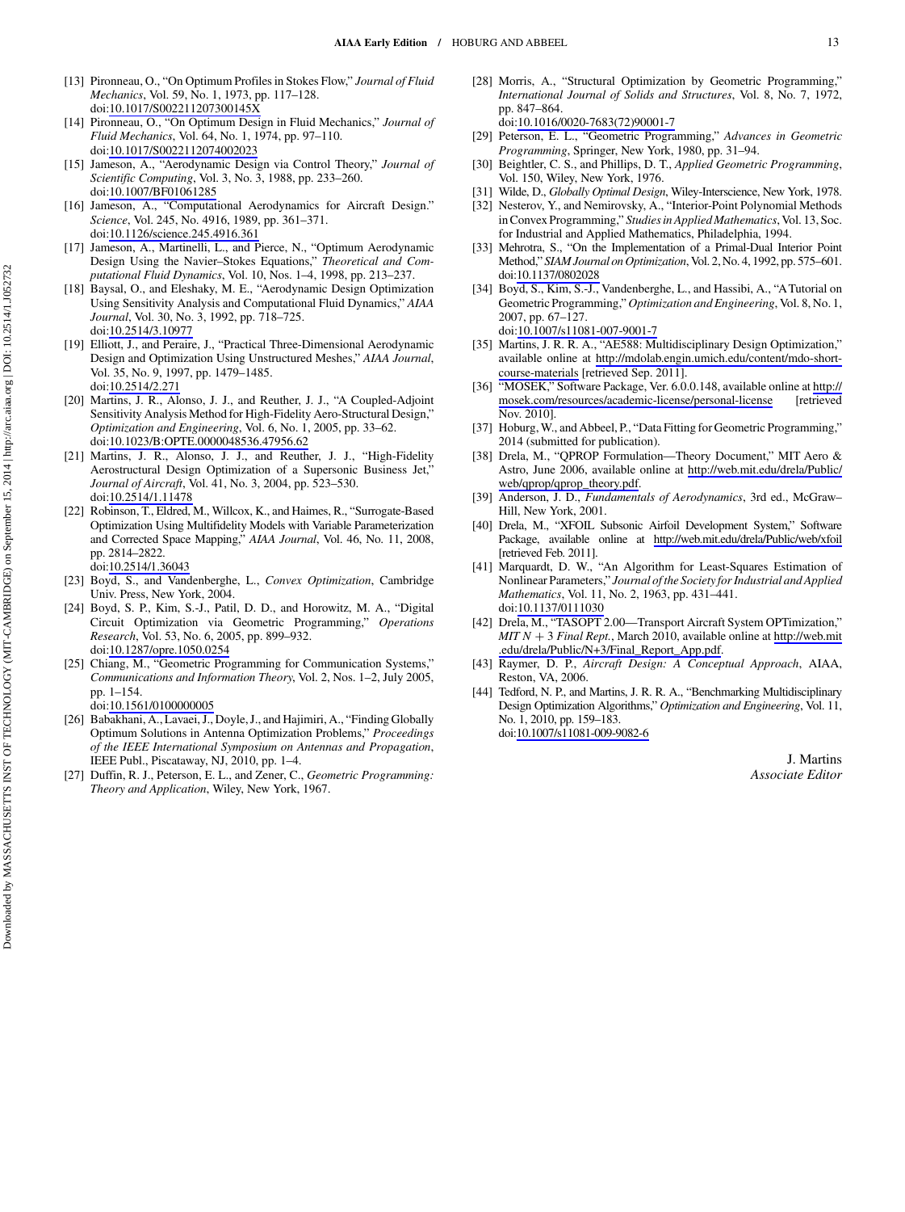[13] Pironneau, O., "On Optimum Profiles in Stokes Flow," *Journal of Fluid Mechanics*, Vol. 59, No. 1, 1973, pp. 117–128. doi:10.1017/S002211207300145X

[14] Pironneau, O., "On Optimum Design in Fluid Mechanics," *Journal of Fluid Mechanics*, Vol. 64, No. 1, 1974, pp. 97–110. doi:10.1017/S0022112074002023

[15] Jameson, A., "Aerodynamic Design via Control Theory," *Journal of Scientific Computing*, Vol. 3, No. 3, 1988, pp. 233–260. doi:10.1007/BF01061285

[16] Jameson, A., "Computational Aerodynamics for Aircraft Design." *Science*, Vol. 245, No. 4916, 1989, pp. 361–371. doi:10.1126/science.245.4916.361

[17] Jameson, A., Martinelli, L., and Pierce, N., "Optimum Aerodynamic Design Using the Navier–Stokes Equations," *Theoretical and Computational Fluid Dynamics*, Vol. 10, Nos. 1–4, 1998, pp. 213–237.

[18] Baysal, O., and Eleshaky, M. E., "Aerodynamic Design Optimization Using Sensitivity Analysis and Computational Fluid Dynamics," *AIAA Journal*, Vol. 30, No. 3, 1992, pp. 718–725. doi:10.2514/3.10977

[19] Elliott, J., and Peraire, J., "Practical Three-Dimensional Aerodynamic Design and Optimization Using Unstructured Meshes," *AIAA Journal*, Vol. 35, No. 9, 1997, pp. 1479–1485. doi:10.2514/2.271

[20] Martins, J. R., Alonso, J. J., and Reuther, J. J., "A Coupled-Adjoint Sensitivity Analysis Method for High-Fidelity Aero-Structural Design," *Optimization and Engineering*, Vol. 6, No. 1, 2005, pp. 33–62. doi:10.1023/B:OPTE.0000048536.47956.62

[21] Martins, J. R., Alonso, J. J., and Reuther, J. J., "High-Fidelity Aerostructural Design Optimization of a Supersonic Business Jet," *Journal of Aircraft*, Vol. 41, No. 3, 2004, pp. 523–530. doi:10.2514/1.11478

[22] Robinson, T., Eldred, M., Willcox, K., and Haimes, R., "Surrogate-Based Optimization Using Multifidelity Models with Variable Parameterization and Corrected Space Mapping," *AIAA Journal*, Vol. 46, No. 11, 2008, pp. 2814–2822. doi:10.2514/1.36043

[23] Boyd, S., and Vandenberghe, L., *Convex Optimization*, Cambridge Univ. Press, New York, 2004.

[24] Boyd, S. P., Kim, S.-J., Patil, D. D., and Horowitz, M. A., "Digital Circuit Optimization via Geometric Programming," *Operations Research*, Vol. 53, No. 6, 2005, pp. 899–932. doi:10.1287/opre.1050.0254

[25] Chiang, M., "Geometric Programming for Communication Systems," *Communications and Information Theory*, Vol. 2, Nos. 1–2, July 2005, pp. 1–154. doi:10.1561/0100000005

[26] Babakhani, A., Lavaei, J., Doyle, J., and Hajimiri, A., "Finding Globally Optimum Solutions in Antenna Optimization Problems," *Proceedings of the IEEE International Symposium on Antennas and Propagation*, IEEE Publ., Piscataway, NJ, 2010, pp. 1–4.

[27] Duffin, R. J., Peterson, E. L., and Zener, C., *Geometric Programming: Theory and Application*, Wiley, New York, 1967.

[28] Morris, A., "Structural Optimization by Geometric Programming," *International Journal of Solids and Structures*, Vol. 8, No. 7, 1972, pp. 847–864. doi:10.1016/0020-7683(72)90001-7

[29] Peterson, E. L., "Geometric Programming," *Advances in Geometric Programming*, Springer, New York, 1980, pp. 31–94.

[30] Beightler, C. S., and Phillips, D. T., *Applied Geometric Programming*, Vol. 150, Wiley, New York, 1976.

[31] Wilde, D., *Globally Optimal Design*, Wiley-Interscience, New York, 1978.

[32] Nesterov, Y., and Nemirovsky, A., "Interior-Point Polynomial Methods in Convex Programming," *Studies in Applied Mathematics*, Vol. 13, Soc. for Industrial and Applied Mathematics, Philadelphia, 1994.

[33] Mehrotra, S., "On the Implementation of a Primal-Dual Interior Point Method," *SIAM Journal on Optimization*, Vol. 2, No. 4, 1992, pp. 575–601. doi:10.1137/0802028

[34] Boyd, S., Kim, S.-J., Vandenberghe, L., and Hassibi, A., "A Tutorial on Geometric Programming," *Optimization and Engineering*, Vol. 8, No. 1, 2007, pp. 67–127. doi:10.1007/s11081-007-9001-7

[35] Martins, J. R. R. A., "AE588: Multidisciplinary Design Optimization," available online at http://mdolab.engin.umich.edu/content/mdo-short-course-materials [retrieved Sep. 2011].

[36] "MOSEK," Software Package, Ver. 6.0.0.148, available online at http://mosek.com/resources/academic-license/personal-license [retrieved Nov. 2010].

[37] Hoburg, W., and Abbeel, P., "Data Fitting for Geometric Programming," 2014 (submitted for publication).

[38] Drela, M., "QPROP Formulation—Theory Document," MIT Aero & Astro, June 2006, available online at http://web.mit.edu/drela/Public/web/qprop/qprop_theory.pdf.

[39] Anderson, J. D., *Fundamentals of Aerodynamics*, 3rd ed., McGraw–Hill, New York, 2001.

[40] Drela, M., "XFOIL Subsonic Airfoil Development System," Software Package, available online at http://web.mit.edu/drela/Public/web/xfoil [retrieved Feb. 2011].

[41] Marquardt, D. W., "An Algorithm for Least-Squares Estimation of Nonlinear Parameters," *Journal of the Society for Industrial and Applied Mathematics*, Vol. 11, No. 2, 1963, pp. 431–441. doi:10.1137/0111030

[42] Drela, M., "TASOPT 2.00—Transport Aircraft System OPTimization," *MIT $N + 3$ Final Rept.*, March 2010, available online at http://web.mit.edu/drela/Public/N+3/Final_Report_App.pdf.

[43] Raymer, D. P., *Aircraft Design: A Conceptual Approach*, AIAA, Reston, VA, 2006.

[44] Tedford, N. P., and Martins, J. R. R. A., "Benchmarking Multidisciplinary Design Optimization Algorithms," *Optimization and Engineering*, Vol. 11, No. 1, 2010, pp. 159–183. doi:10.1007/s11081-009-9082-6

J. Martins
*Associate Editor*